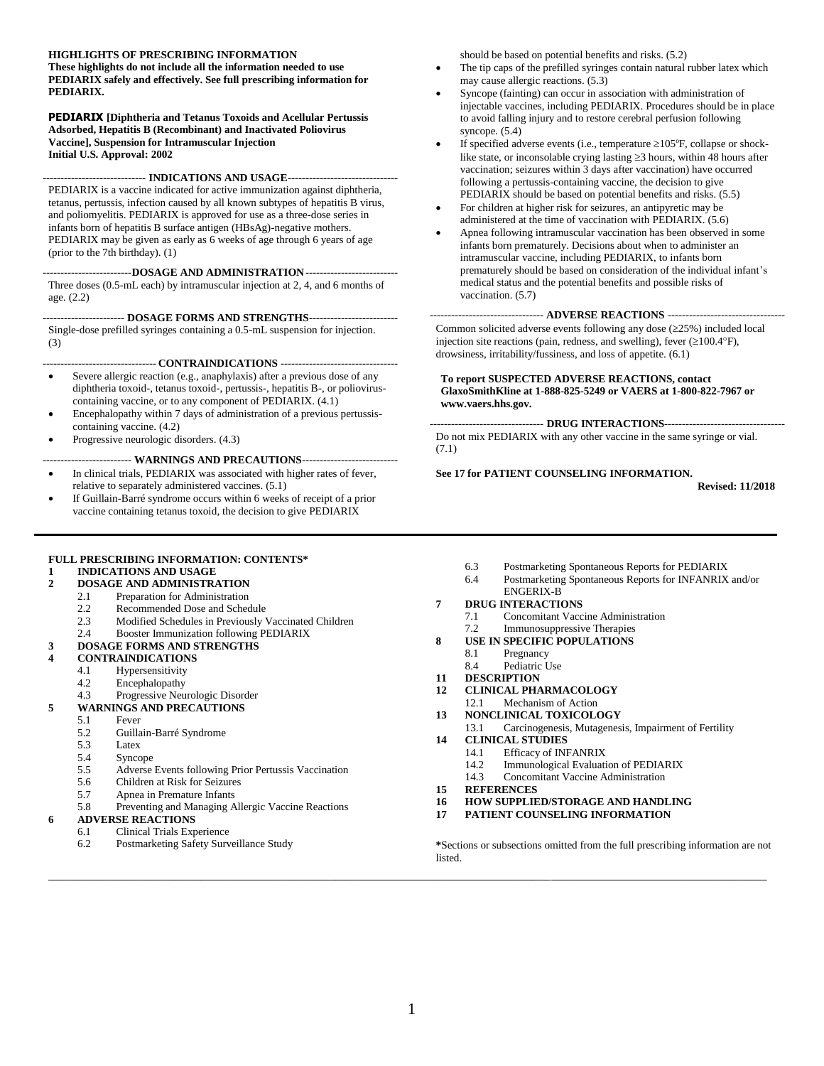**HIGHLIGHTS OF PRESCRIBING INFORMATION**
**These highlights do not include all the information needed to use PEDIARIX safely and effectively. See full prescribing information for PEDIARIX.**

**PEDIARIX [Diphtheria and Tetanus Toxoids and Acellular Pertussis Adsorbed, Hepatitis B (Recombinant) and Inactivated Poliovirus Vaccine], Suspension for Intramuscular Injection**
**Initial U.S. Approval: 2002**

## INDICATIONS AND USAGE

PEDIARIX is a vaccine indicated for active immunization against diphtheria, tetanus, pertussis, infection caused by all known subtypes of hepatitis B virus, and poliomyelitis. PEDIARIX is approved for use as a three-dose series in infants born of hepatitis B surface antigen (HBsAg)-negative mothers. PEDIARIX may be given as early as 6 weeks of age through 6 years of age (prior to the 7th birthday). (1)

## DOSAGE AND ADMINISTRATION

Three doses (0.5-mL each) by intramuscular injection at 2, 4, and 6 months of age. (2.2)

## DOSAGE FORMS AND STRENGTHS

Single-dose prefilled syringes containing a 0.5-mL suspension for injection. (3)

## CONTRAINDICATIONS

- Severe allergic reaction (e.g., anaphylaxis) after a previous dose of any diphtheria toxoid-, tetanus toxoid-, pertussis-, hepatitis B-, or poliovirus-containing vaccine, or to any component of PEDIARIX. (4.1)
- Encephalopathy within 7 days of administration of a previous pertussis-containing vaccine. (4.2)
- Progressive neurologic disorders. (4.3)

## WARNINGS AND PRECAUTIONS

- In clinical trials, PEDIARIX was associated with higher rates of fever, relative to separately administered vaccines. (5.1)
- If Guillain-Barré syndrome occurs within 6 weeks of receipt of a prior vaccine containing tetanus toxoid, the decision to give PEDIARIX should be based on potential benefits and risks. (5.2)
- The tip caps of the prefilled syringes contain natural rubber latex which may cause allergic reactions. (5.3)
- Syncope (fainting) can occur in association with administration of injectable vaccines, including PEDIARIX. Procedures should be in place to avoid falling injury and to restore cerebral perfusion following syncope. (5.4)
- If specified adverse events (i.e., temperature ≥105°F, collapse or shock-like state, or inconsolable crying lasting ≥3 hours, within 48 hours after vaccination; seizures within 3 days after vaccination) have occurred following a pertussis-containing vaccine, the decision to give PEDIARIX should be based on potential benefits and risks. (5.5)
- For children at higher risk for seizures, an antipyretic may be administered at the time of vaccination with PEDIARIX. (5.6)
- Apnea following intramuscular vaccination has been observed in some infants born prematurely. Decisions about when to administer an intramuscular vaccine, including PEDIARIX, to infants born prematurely should be based on consideration of the individual infant's medical status and the potential benefits and possible risks of vaccination. (5.7)

## ADVERSE REACTIONS

Common solicited adverse events following any dose (≥25%) included local injection site reactions (pain, redness, and swelling), fever (≥100.4°F), drowsiness, irritability/fussiness, and loss of appetite. (6.1)

**To report SUSPECTED ADVERSE REACTIONS, contact GlaxoSmithKline at 1-888-825-5249 or VAERS at 1-800-822-7967 or www.vaers.hhs.gov.**

## DRUG INTERACTIONS

Do not mix PEDIARIX with any other vaccine in the same syringe or vial. (7.1)

**See 17 for PATIENT COUNSELING INFORMATION.**

**Revised: 11/2018**

---

**FULL PRESCRIBING INFORMATION: CONTENTS***

**1 INDICATIONS AND USAGE**
**2 DOSAGE AND ADMINISTRATION**
- 2.1 Preparation for Administration
- 2.2 Recommended Dose and Schedule
- 2.3 Modified Schedules in Previously Vaccinated Children
- 2.4 Booster Immunization following PEDIARIX

**3 DOSAGE FORMS AND STRENGTHS**
**4 CONTRAINDICATIONS**
- 4.1 Hypersensitivity
- 4.2 Encephalopathy
- 4.3 Progressive Neurologic Disorder

**5 WARNINGS AND PRECAUTIONS**
- 5.1 Fever
- 5.2 Guillain-Barré Syndrome
- 5.3 Latex
- 5.4 Syncope
- 5.5 Adverse Events following Prior Pertussis Vaccination
- 5.6 Children at Risk for Seizures
- 5.7 Apnea in Premature Infants
- 5.8 Preventing and Managing Allergic Vaccine Reactions

**6 ADVERSE REACTIONS**
- 6.1 Clinical Trials Experience
- 6.2 Postmarketing Safety Surveillance Study
- 6.3 Postmarketing Spontaneous Reports for PEDIARIX
- 6.4 Postmarketing Spontaneous Reports for INFANRIX and/or ENGERIX-B

**7 DRUG INTERACTIONS**
- 7.1 Concomitant Vaccine Administration
- 7.2 Immunosuppressive Therapies

**8 USE IN SPECIFIC POPULATIONS**
- 8.1 Pregnancy
- 8.4 Pediatric Use

**11 DESCRIPTION**
**12 CLINICAL PHARMACOLOGY**
- 12.1 Mechanism of Action

**13 NONCLINICAL TOXICOLOGY**
- 13.1 Carcinogenesis, Mutagenesis, Impairment of Fertility

**14 CLINICAL STUDIES**
- 14.1 Efficacy of INFANRIX
- 14.2 Immunological Evaluation of PEDIARIX
- 14.3 Concomitant Vaccine Administration

**15 REFERENCES**
**16 HOW SUPPLIED/STORAGE AND HANDLING**
**17 PATIENT COUNSELING INFORMATION**

***Sections or subsections omitted from the full prescribing information are not listed.**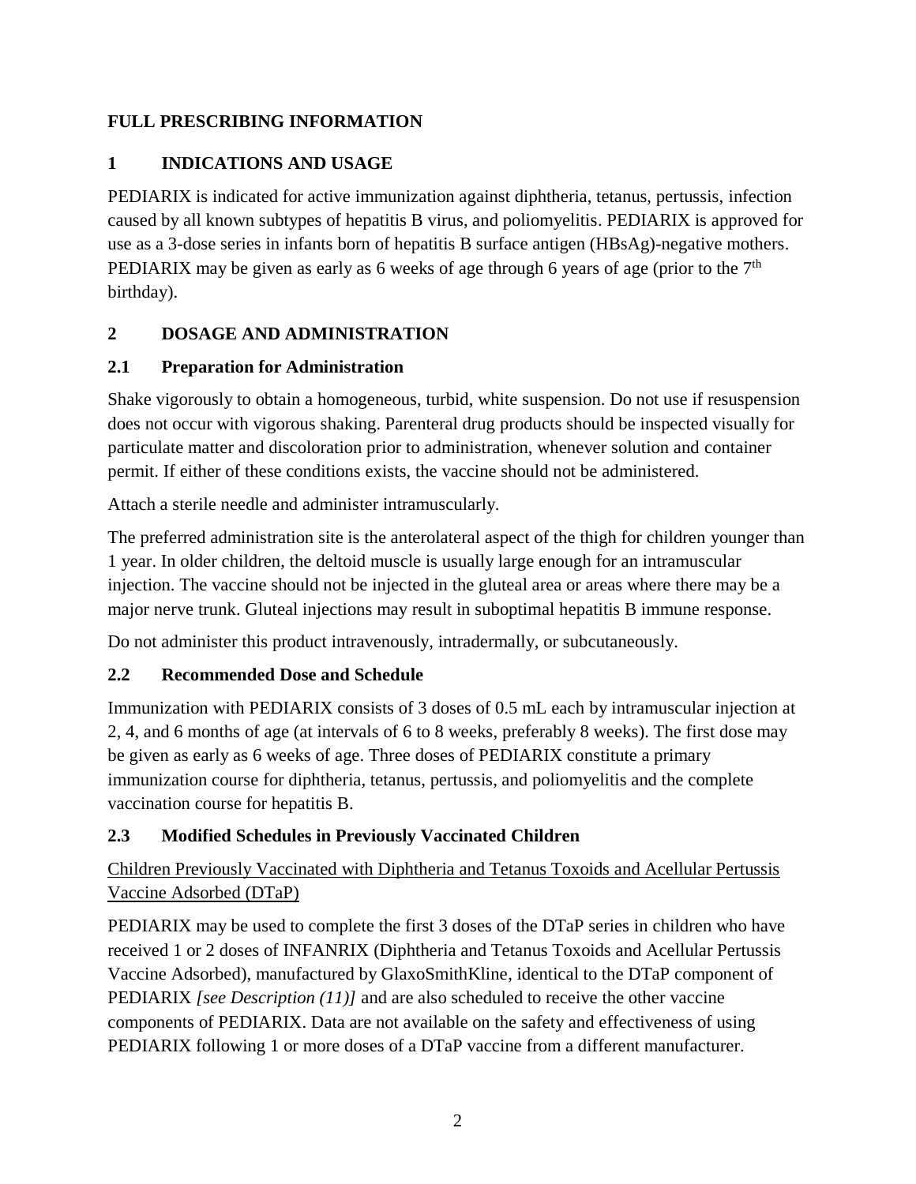# FULL PRESCRIBING INFORMATION

## 1 INDICATIONS AND USAGE

PEDIARIX is indicated for active immunization against diphtheria, tetanus, pertussis, infection caused by all known subtypes of hepatitis B virus, and poliomyelitis. PEDIARIX is approved for use as a 3-dose series in infants born of hepatitis B surface antigen (HBsAg)-negative mothers. PEDIARIX may be given as early as 6 weeks of age through 6 years of age (prior to the 7th birthday).

## 2 DOSAGE AND ADMINISTRATION

### 2.1 Preparation for Administration

Shake vigorously to obtain a homogeneous, turbid, white suspension. Do not use if resuspension does not occur with vigorous shaking. Parenteral drug products should be inspected visually for particulate matter and discoloration prior to administration, whenever solution and container permit. If either of these conditions exists, the vaccine should not be administered.

Attach a sterile needle and administer intramuscularly.

The preferred administration site is the anterolateral aspect of the thigh for children younger than 1 year. In older children, the deltoid muscle is usually large enough for an intramuscular injection. The vaccine should not be injected in the gluteal area or areas where there may be a major nerve trunk. Gluteal injections may result in suboptimal hepatitis B immune response.

Do not administer this product intravenously, intradermally, or subcutaneously.

### 2.2 Recommended Dose and Schedule

Immunization with PEDIARIX consists of 3 doses of 0.5 mL each by intramuscular injection at 2, 4, and 6 months of age (at intervals of 6 to 8 weeks, preferably 8 weeks). The first dose may be given as early as 6 weeks of age. Three doses of PEDIARIX constitute a primary immunization course for diphtheria, tetanus, pertussis, and poliomyelitis and the complete vaccination course for hepatitis B.

### 2.3 Modified Schedules in Previously Vaccinated Children

Children Previously Vaccinated with Diphtheria and Tetanus Toxoids and Acellular Pertussis Vaccine Adsorbed (DTaP)

PEDIARIX may be used to complete the first 3 doses of the DTaP series in children who have received 1 or 2 doses of INFANRIX (Diphtheria and Tetanus Toxoids and Acellular Pertussis Vaccine Adsorbed), manufactured by GlaxoSmithKline, identical to the DTaP component of PEDIARIX *[see Description (11)]* and are also scheduled to receive the other vaccine components of PEDIARIX. Data are not available on the safety and effectiveness of using PEDIARIX following 1 or more doses of a DTaP vaccine from a different manufacturer.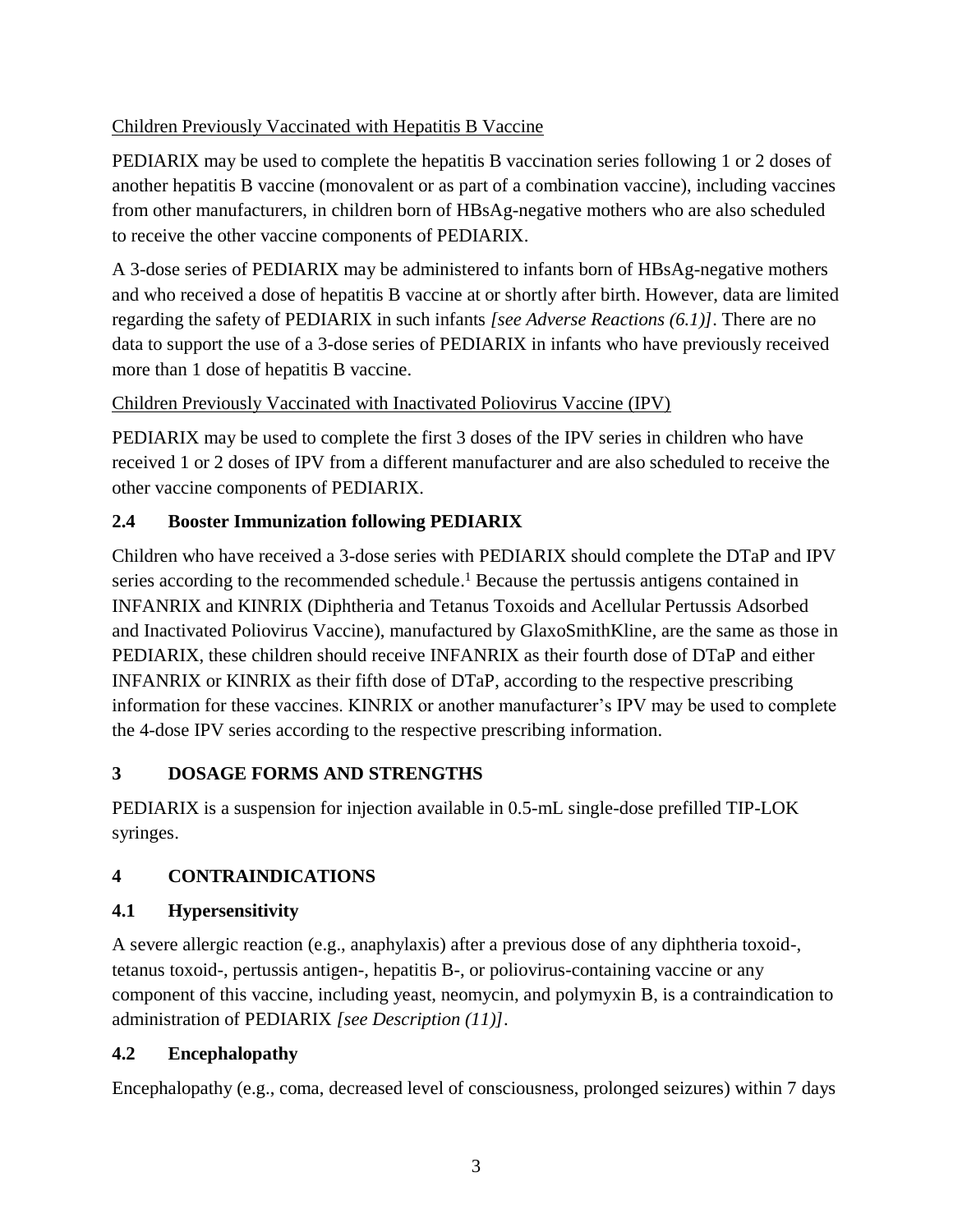Children Previously Vaccinated with Hepatitis B Vaccine

PEDIARIX may be used to complete the hepatitis B vaccination series following 1 or 2 doses of another hepatitis B vaccine (monovalent or as part of a combination vaccine), including vaccines from other manufacturers, in children born of HBsAg-negative mothers who are also scheduled to receive the other vaccine components of PEDIARIX.

A 3-dose series of PEDIARIX may be administered to infants born of HBsAg-negative mothers and who received a dose of hepatitis B vaccine at or shortly after birth. However, data are limited regarding the safety of PEDIARIX in such infants *[see Adverse Reactions (6.1)]*. There are no data to support the use of a 3-dose series of PEDIARIX in infants who have previously received more than 1 dose of hepatitis B vaccine.

Children Previously Vaccinated with Inactivated Poliovirus Vaccine (IPV)

PEDIARIX may be used to complete the first 3 doses of the IPV series in children who have received 1 or 2 doses of IPV from a different manufacturer and are also scheduled to receive the other vaccine components of PEDIARIX.

### 2.4 Booster Immunization following PEDIARIX

Children who have received a 3-dose series with PEDIARIX should complete the DTaP and IPV series according to the recommended schedule.[1] Because the pertussis antigens contained in INFANRIX and KINRIX (Diphtheria and Tetanus Toxoids and Acellular Pertussis Adsorbed and Inactivated Poliovirus Vaccine), manufactured by GlaxoSmithKline, are the same as those in PEDIARIX, these children should receive INFANRIX as their fourth dose of DTaP and either INFANRIX or KINRIX as their fifth dose of DTaP, according to the respective prescribing information for these vaccines. KINRIX or another manufacturer's IPV may be used to complete the 4-dose IPV series according to the respective prescribing information.

## 3 DOSAGE FORMS AND STRENGTHS

PEDIARIX is a suspension for injection available in 0.5-mL single-dose prefilled TIP-LOK syringes.

## 4 CONTRAINDICATIONS

### 4.1 Hypersensitivity

A severe allergic reaction (e.g., anaphylaxis) after a previous dose of any diphtheria toxoid-, tetanus toxoid-, pertussis antigen-, hepatitis B-, or poliovirus-containing vaccine or any component of this vaccine, including yeast, neomycin, and polymyxin B, is a contraindication to administration of PEDIARIX *[see Description (11)]*.

### 4.2 Encephalopathy

Encephalopathy (e.g., coma, decreased level of consciousness, prolonged seizures) within 7 days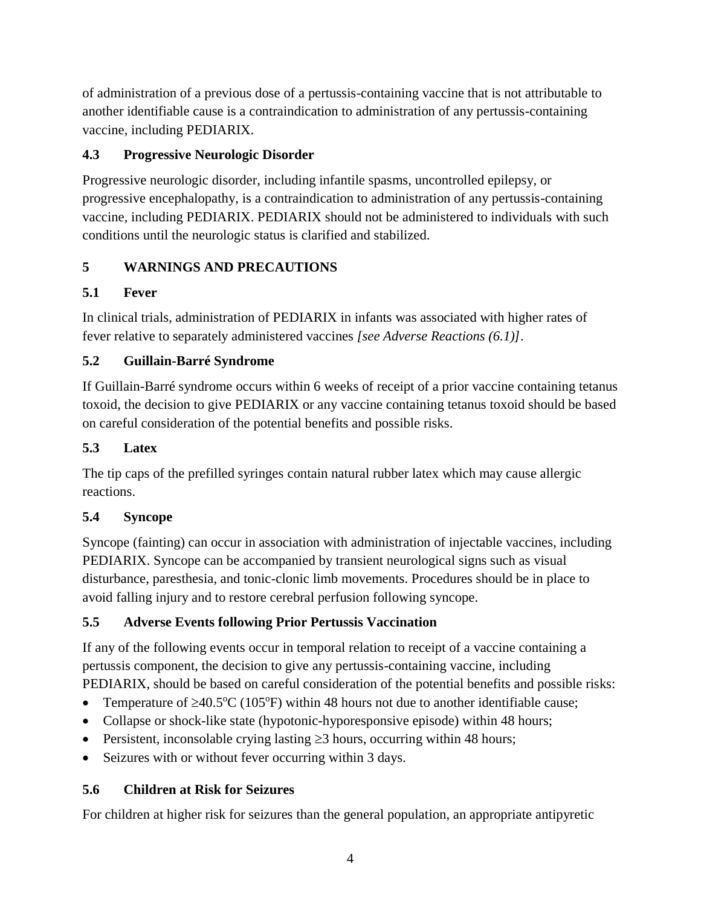of administration of a previous dose of a pertussis-containing vaccine that is not attributable to another identifiable cause is a contraindication to administration of any pertussis-containing vaccine, including PEDIARIX.

### 4.3 Progressive Neurologic Disorder

Progressive neurologic disorder, including infantile spasms, uncontrolled epilepsy, or progressive encephalopathy, is a contraindication to administration of any pertussis-containing vaccine, including PEDIARIX. PEDIARIX should not be administered to individuals with such conditions until the neurologic status is clarified and stabilized.

## 5 WARNINGS AND PRECAUTIONS

### 5.1 Fever

In clinical trials, administration of PEDIARIX in infants was associated with higher rates of fever relative to separately administered vaccines *[see Adverse Reactions (6.1)]*.

### 5.2 Guillain-Barré Syndrome

If Guillain-Barré syndrome occurs within 6 weeks of receipt of a prior vaccine containing tetanus toxoid, the decision to give PEDIARIX or any vaccine containing tetanus toxoid should be based on careful consideration of the potential benefits and possible risks.

### 5.3 Latex

The tip caps of the prefilled syringes contain natural rubber latex which may cause allergic reactions.

### 5.4 Syncope

Syncope (fainting) can occur in association with administration of injectable vaccines, including PEDIARIX. Syncope can be accompanied by transient neurological signs such as visual disturbance, paresthesia, and tonic-clonic limb movements. Procedures should be in place to avoid falling injury and to restore cerebral perfusion following syncope.

### 5.5 Adverse Events following Prior Pertussis Vaccination

If any of the following events occur in temporal relation to receipt of a vaccine containing a pertussis component, the decision to give any pertussis-containing vaccine, including PEDIARIX, should be based on careful consideration of the potential benefits and possible risks:

- Temperature of $\geq$40.5°C (105°F) within 48 hours not due to another identifiable cause;
- Collapse or shock-like state (hypotonic-hyporesponsive episode) within 48 hours;
- Persistent, inconsolable crying lasting $\geq$3 hours, occurring within 48 hours;
- Seizures with or without fever occurring within 3 days.

### 5.6 Children at Risk for Seizures

For children at higher risk for seizures than the general population, an appropriate antipyretic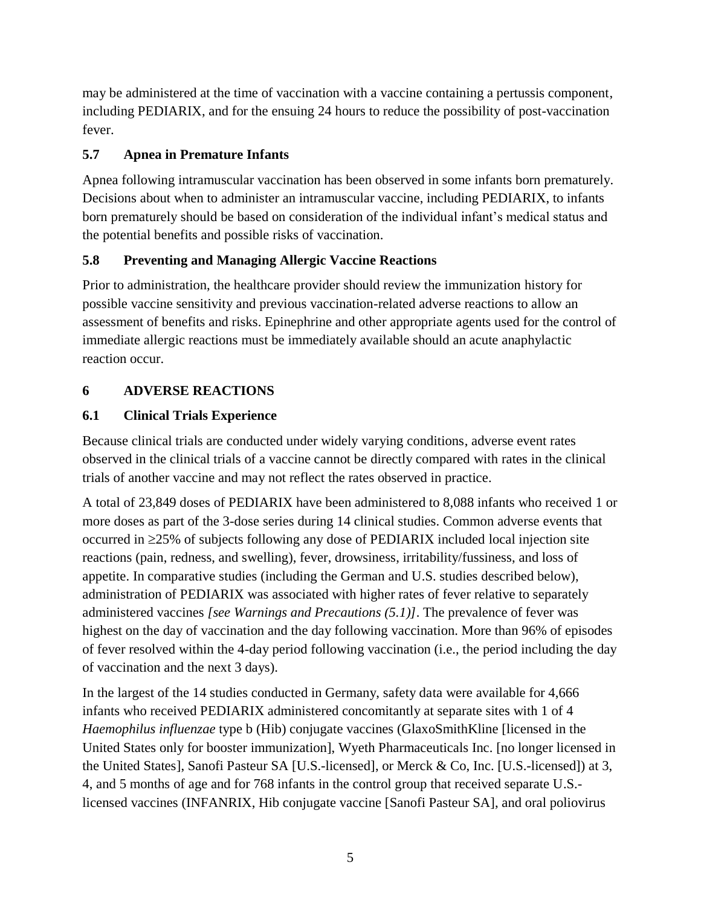may be administered at the time of vaccination with a vaccine containing a pertussis component, including PEDIARIX, and for the ensuing 24 hours to reduce the possibility of post-vaccination fever.

### 5.7 Apnea in Premature Infants

Apnea following intramuscular vaccination has been observed in some infants born prematurely. Decisions about when to administer an intramuscular vaccine, including PEDIARIX, to infants born prematurely should be based on consideration of the individual infant's medical status and the potential benefits and possible risks of vaccination.

### 5.8 Preventing and Managing Allergic Vaccine Reactions

Prior to administration, the healthcare provider should review the immunization history for possible vaccine sensitivity and previous vaccination-related adverse reactions to allow an assessment of benefits and risks. Epinephrine and other appropriate agents used for the control of immediate allergic reactions must be immediately available should an acute anaphylactic reaction occur.

## 6 ADVERSE REACTIONS

### 6.1 Clinical Trials Experience

Because clinical trials are conducted under widely varying conditions, adverse event rates observed in the clinical trials of a vaccine cannot be directly compared with rates in the clinical trials of another vaccine and may not reflect the rates observed in practice.

A total of 23,849 doses of PEDIARIX have been administered to 8,088 infants who received 1 or more doses as part of the 3-dose series during 14 clinical studies. Common adverse events that occurred in ≥25% of subjects following any dose of PEDIARIX included local injection site reactions (pain, redness, and swelling), fever, drowsiness, irritability/fussiness, and loss of appetite. In comparative studies (including the German and U.S. studies described below), administration of PEDIARIX was associated with higher rates of fever relative to separately administered vaccines *[see Warnings and Precautions (5.1)]*. The prevalence of fever was highest on the day of vaccination and the day following vaccination. More than 96% of episodes of fever resolved within the 4-day period following vaccination (i.e., the period including the day of vaccination and the next 3 days).

In the largest of the 14 studies conducted in Germany, safety data were available for 4,666 infants who received PEDIARIX administered concomitantly at separate sites with 1 of 4 *Haemophilus influenzae* type b (Hib) conjugate vaccines (GlaxoSmithKline [licensed in the United States only for booster immunization], Wyeth Pharmaceuticals Inc. [no longer licensed in the United States], Sanofi Pasteur SA [U.S.-licensed], or Merck & Co, Inc. [U.S.-licensed]) at 3, 4, and 5 months of age and for 768 infants in the control group that received separate U.S.-licensed vaccines (INFANRIX, Hib conjugate vaccine [Sanofi Pasteur SA], and oral poliovirus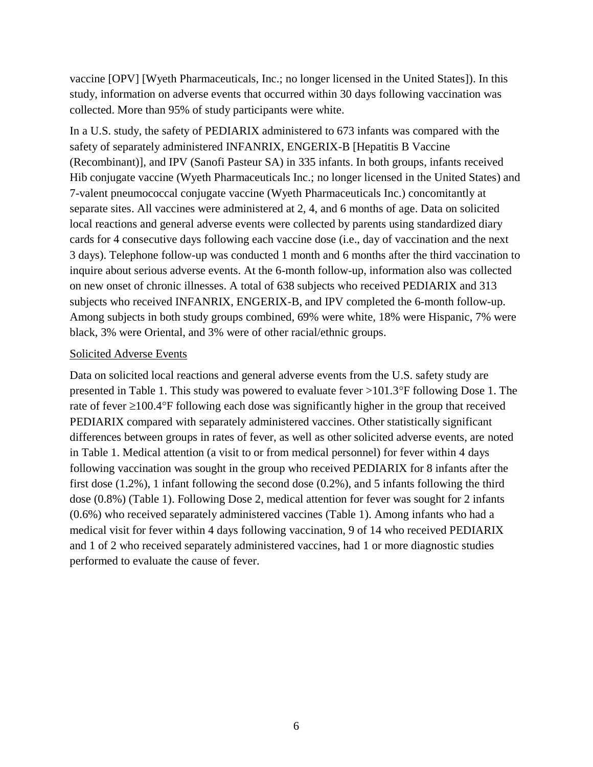vaccine [OPV] [Wyeth Pharmaceuticals, Inc.; no longer licensed in the United States]). In this study, information on adverse events that occurred within 30 days following vaccination was collected. More than 95% of study participants were white.

In a U.S. study, the safety of PEDIARIX administered to 673 infants was compared with the safety of separately administered INFANRIX, ENGERIX-B [Hepatitis B Vaccine (Recombinant)], and IPV (Sanofi Pasteur SA) in 335 infants. In both groups, infants received Hib conjugate vaccine (Wyeth Pharmaceuticals Inc.; no longer licensed in the United States) and 7-valent pneumococcal conjugate vaccine (Wyeth Pharmaceuticals Inc.) concomitantly at separate sites. All vaccines were administered at 2, 4, and 6 months of age. Data on solicited local reactions and general adverse events were collected by parents using standardized diary cards for 4 consecutive days following each vaccine dose (i.e., day of vaccination and the next 3 days). Telephone follow-up was conducted 1 month and 6 months after the third vaccination to inquire about serious adverse events. At the 6-month follow-up, information also was collected on new onset of chronic illnesses. A total of 638 subjects who received PEDIARIX and 313 subjects who received INFANRIX, ENGERIX-B, and IPV completed the 6-month follow-up. Among subjects in both study groups combined, 69% were white, 18% were Hispanic, 7% were black, 3% were Oriental, and 3% were of other racial/ethnic groups.

Solicited Adverse Events

Data on solicited local reactions and general adverse events from the U.S. safety study are presented in Table 1. This study was powered to evaluate fever >101.3°F following Dose 1. The rate of fever ≥100.4°F following each dose was significantly higher in the group that received PEDIARIX compared with separately administered vaccines. Other statistically significant differences between groups in rates of fever, as well as other solicited adverse events, are noted in Table 1. Medical attention (a visit to or from medical personnel) for fever within 4 days following vaccination was sought in the group who received PEDIARIX for 8 infants after the first dose (1.2%), 1 infant following the second dose (0.2%), and 5 infants following the third dose (0.8%) (Table 1). Following Dose 2, medical attention for fever was sought for 2 infants (0.6%) who received separately administered vaccines (Table 1). Among infants who had a medical visit for fever within 4 days following vaccination, 9 of 14 who received PEDIARIX and 1 of 2 who received separately administered vaccines, had 1 or more diagnostic studies performed to evaluate the cause of fever.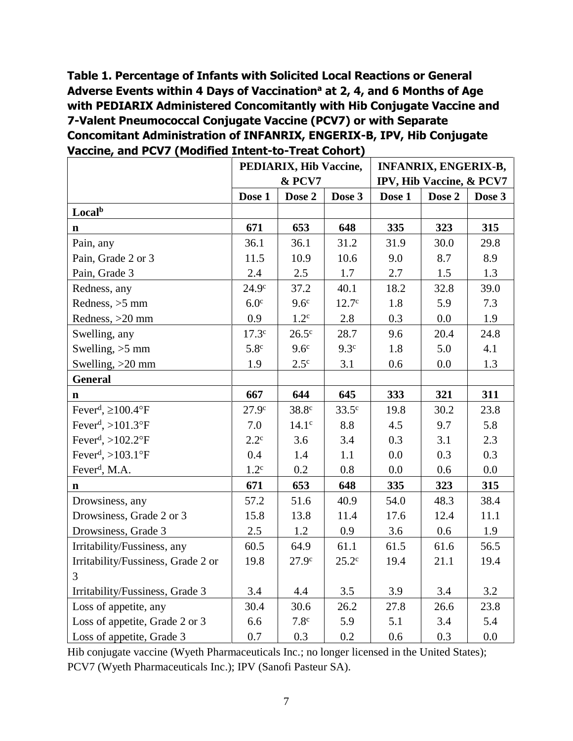**Table 1. Percentage of Infants with Solicited Local Reactions or General Adverse Events within 4 Days of Vaccination[a] at 2, 4, and 6 Months of Age with PEDIARIX Administered Concomitantly with Hib Conjugate Vaccine and 7-Valent Pneumococcal Conjugate Vaccine (PCV7) or with Separate Concomitant Administration of INFANRIX, ENGERIX-B, IPV, Hib Conjugate Vaccine, and PCV7 (Modified Intent-to-Treat Cohort)**

| | PEDIARIX, Hib Vaccine, & PCV7 | | | INFANRIX, ENGERIX-B, IPV, Hib Vaccine, & PCV7 | | |
|---|---|---|---|---|---|---|
| | **Dose 1** | **Dose 2** | **Dose 3** | **Dose 1** | **Dose 2** | **Dose 3** |
| **Local[b]** | | | | | | |
| **n** | **671** | **653** | **648** | **335** | **323** | **315** |
| Pain, any | 36.1 | 36.1 | 31.2 | 31.9 | 30.0 | 29.8 |
| Pain, Grade 2 or 3 | 11.5 | 10.9 | 10.6 | 9.0 | 8.7 | 8.9 |
| Pain, Grade 3 | 2.4 | 2.5 | 1.7 | 2.7 | 1.5 | 1.3 |
| Redness, any | 24.9[c] | 37.2 | 40.1 | 18.2 | 32.8 | 39.0 |
| Redness, >5 mm | 6.0[c] | 9.6[c] | 12.7[c] | 1.8 | 5.9 | 7.3 |
| Redness, >20 mm | 0.9 | 1.2[c] | 2.8 | 0.3 | 0.0 | 1.9 |
| Swelling, any | 17.3[c] | 26.5[c] | 28.7 | 9.6 | 20.4 | 24.8 |
| Swelling, >5 mm | 5.8[c] | 9.6[c] | 9.3[c] | 1.8 | 5.0 | 4.1 |
| Swelling, >20 mm | 1.9 | 2.5[c] | 3.1 | 0.6 | 0.0 | 1.3 |
| **General** | | | | | | |
| **n** | **667** | **644** | **645** | **333** | **321** | **311** |
| Fever[d], ≥100.4°F | 27.9[c] | 38.8[c] | 33.5[c] | 19.8 | 30.2 | 23.8 |
| Fever[d], >101.3°F | 7.0 | 14.1[c] | 8.8 | 4.5 | 9.7 | 5.8 |
| Fever[d], >102.2°F | 2.2[c] | 3.6 | 3.4 | 0.3 | 3.1 | 2.3 |
| Fever[d], >103.1°F | 0.4 | 1.4 | 1.1 | 0.0 | 0.3 | 0.3 |
| Fever[d], M.A. | 1.2[c] | 0.2 | 0.8 | 0.0 | 0.6 | 0.0 |
| **n** | **671** | **653** | **648** | **335** | **323** | **315** |
| Drowsiness, any | 57.2 | 51.6 | 40.9 | 54.0 | 48.3 | 38.4 |
| Drowsiness, Grade 2 or 3 | 15.8 | 13.8 | 11.4 | 17.6 | 12.4 | 11.1 |
| Drowsiness, Grade 3 | 2.5 | 1.2 | 0.9 | 3.6 | 0.6 | 1.9 |
| Irritability/Fussiness, any | 60.5 | 64.9 | 61.1 | 61.5 | 61.6 | 56.5 |
| Irritability/Fussiness, Grade 2 or 3 | 19.8 | 27.9[c] | 25.2[c] | 19.4 | 21.1 | 19.4 |
| Irritability/Fussiness, Grade 3 | 3.4 | 4.4 | 3.5 | 3.9 | 3.4 | 3.2 |
| Loss of appetite, any | 30.4 | 30.6 | 26.2 | 27.8 | 26.6 | 23.8 |
| Loss of appetite, Grade 2 or 3 | 6.6 | 7.8[c] | 5.9 | 5.1 | 3.4 | 5.4 |
| Loss of appetite, Grade 3 | 0.7 | 0.3 | 0.2 | 0.6 | 0.3 | 0.0 |

Hib conjugate vaccine (Wyeth Pharmaceuticals Inc.; no longer licensed in the United States); PCV7 (Wyeth Pharmaceuticals Inc.); IPV (Sanofi Pasteur SA).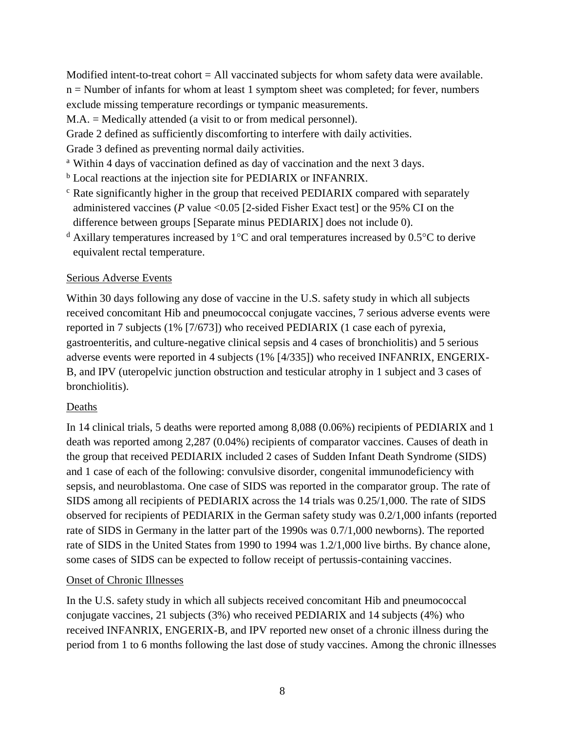Modified intent-to-treat cohort = All vaccinated subjects for whom safety data were available.
n = Number of infants for whom at least 1 symptom sheet was completed; for fever, numbers exclude missing temperature recordings or tympanic measurements.
M.A. = Medically attended (a visit to or from medical personnel).
Grade 2 defined as sufficiently discomforting to interfere with daily activities.
Grade 3 defined as preventing normal daily activities.
[a] Within 4 days of vaccination defined as day of vaccination and the next 3 days.
[b] Local reactions at the injection site for PEDIARIX or INFANRIX.
[c] Rate significantly higher in the group that received PEDIARIX compared with separately administered vaccines (*P* value <0.05 [2-sided Fisher Exact test] or the 95% CI on the difference between groups [Separate minus PEDIARIX] does not include 0).
[d] Axillary temperatures increased by 1°C and oral temperatures increased by 0.5°C to derive equivalent rectal temperature.

Serious Adverse Events

Within 30 days following any dose of vaccine in the U.S. safety study in which all subjects received concomitant Hib and pneumococcal conjugate vaccines, 7 serious adverse events were reported in 7 subjects (1% [7/673]) who received PEDIARIX (1 case each of pyrexia, gastroenteritis, and culture-negative clinical sepsis and 4 cases of bronchiolitis) and 5 serious adverse events were reported in 4 subjects (1% [4/335]) who received INFANRIX, ENGERIX-B, and IPV (uteropelvic junction obstruction and testicular atrophy in 1 subject and 3 cases of bronchiolitis).

Deaths

In 14 clinical trials, 5 deaths were reported among 8,088 (0.06%) recipients of PEDIARIX and 1 death was reported among 2,287 (0.04%) recipients of comparator vaccines. Causes of death in the group that received PEDIARIX included 2 cases of Sudden Infant Death Syndrome (SIDS) and 1 case of each of the following: convulsive disorder, congenital immunodeficiency with sepsis, and neuroblastoma. One case of SIDS was reported in the comparator group. The rate of SIDS among all recipients of PEDIARIX across the 14 trials was 0.25/1,000. The rate of SIDS observed for recipients of PEDIARIX in the German safety study was 0.2/1,000 infants (reported rate of SIDS in Germany in the latter part of the 1990s was 0.7/1,000 newborns). The reported rate of SIDS in the United States from 1990 to 1994 was 1.2/1,000 live births. By chance alone, some cases of SIDS can be expected to follow receipt of pertussis-containing vaccines.

Onset of Chronic Illnesses

In the U.S. safety study in which all subjects received concomitant Hib and pneumococcal conjugate vaccines, 21 subjects (3%) who received PEDIARIX and 14 subjects (4%) who received INFANRIX, ENGERIX-B, and IPV reported new onset of a chronic illness during the period from 1 to 6 months following the last dose of study vaccines. Among the chronic illnesses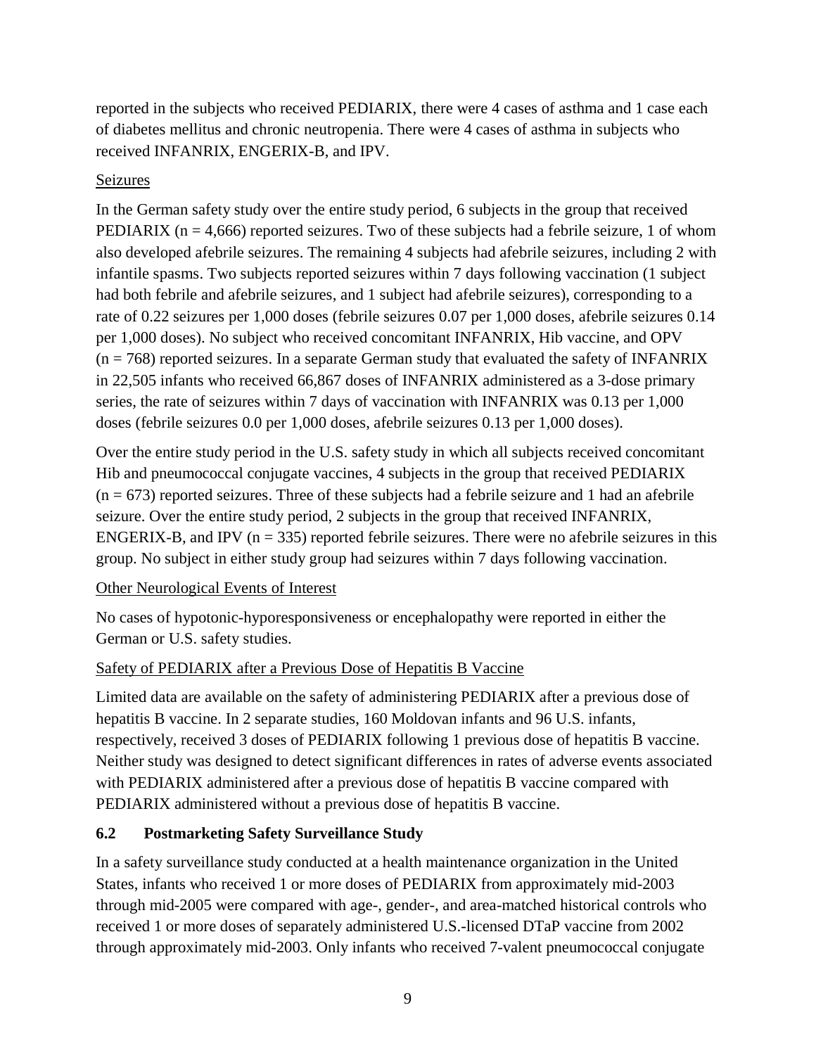reported in the subjects who received PEDIARIX, there were 4 cases of asthma and 1 case each of diabetes mellitus and chronic neutropenia. There were 4 cases of asthma in subjects who received INFANRIX, ENGERIX-B, and IPV.

Seizures

In the German safety study over the entire study period, 6 subjects in the group that received PEDIARIX (n = 4,666) reported seizures. Two of these subjects had a febrile seizure, 1 of whom also developed afebrile seizures. The remaining 4 subjects had afebrile seizures, including 2 with infantile spasms. Two subjects reported seizures within 7 days following vaccination (1 subject had both febrile and afebrile seizures, and 1 subject had afebrile seizures), corresponding to a rate of 0.22 seizures per 1,000 doses (febrile seizures 0.07 per 1,000 doses, afebrile seizures 0.14 per 1,000 doses). No subject who received concomitant INFANRIX, Hib vaccine, and OPV (n = 768) reported seizures. In a separate German study that evaluated the safety of INFANRIX in 22,505 infants who received 66,867 doses of INFANRIX administered as a 3-dose primary series, the rate of seizures within 7 days of vaccination with INFANRIX was 0.13 per 1,000 doses (febrile seizures 0.0 per 1,000 doses, afebrile seizures 0.13 per 1,000 doses).

Over the entire study period in the U.S. safety study in which all subjects received concomitant Hib and pneumococcal conjugate vaccines, 4 subjects in the group that received PEDIARIX (n = 673) reported seizures. Three of these subjects had a febrile seizure and 1 had an afebrile seizure. Over the entire study period, 2 subjects in the group that received INFANRIX, ENGERIX-B, and IPV (n = 335) reported febrile seizures. There were no afebrile seizures in this group. No subject in either study group had seizures within 7 days following vaccination.

Other Neurological Events of Interest

No cases of hypotonic-hyporesponsiveness or encephalopathy were reported in either the German or U.S. safety studies.

Safety of PEDIARIX after a Previous Dose of Hepatitis B Vaccine

Limited data are available on the safety of administering PEDIARIX after a previous dose of hepatitis B vaccine. In 2 separate studies, 160 Moldovan infants and 96 U.S. infants, respectively, received 3 doses of PEDIARIX following 1 previous dose of hepatitis B vaccine. Neither study was designed to detect significant differences in rates of adverse events associated with PEDIARIX administered after a previous dose of hepatitis B vaccine compared with PEDIARIX administered without a previous dose of hepatitis B vaccine.

### 6.2 Postmarketing Safety Surveillance Study

In a safety surveillance study conducted at a health maintenance organization in the United States, infants who received 1 or more doses of PEDIARIX from approximately mid-2003 through mid-2005 were compared with age-, gender-, and area-matched historical controls who received 1 or more doses of separately administered U.S.-licensed DTaP vaccine from 2002 through approximately mid-2003. Only infants who received 7-valent pneumococcal conjugate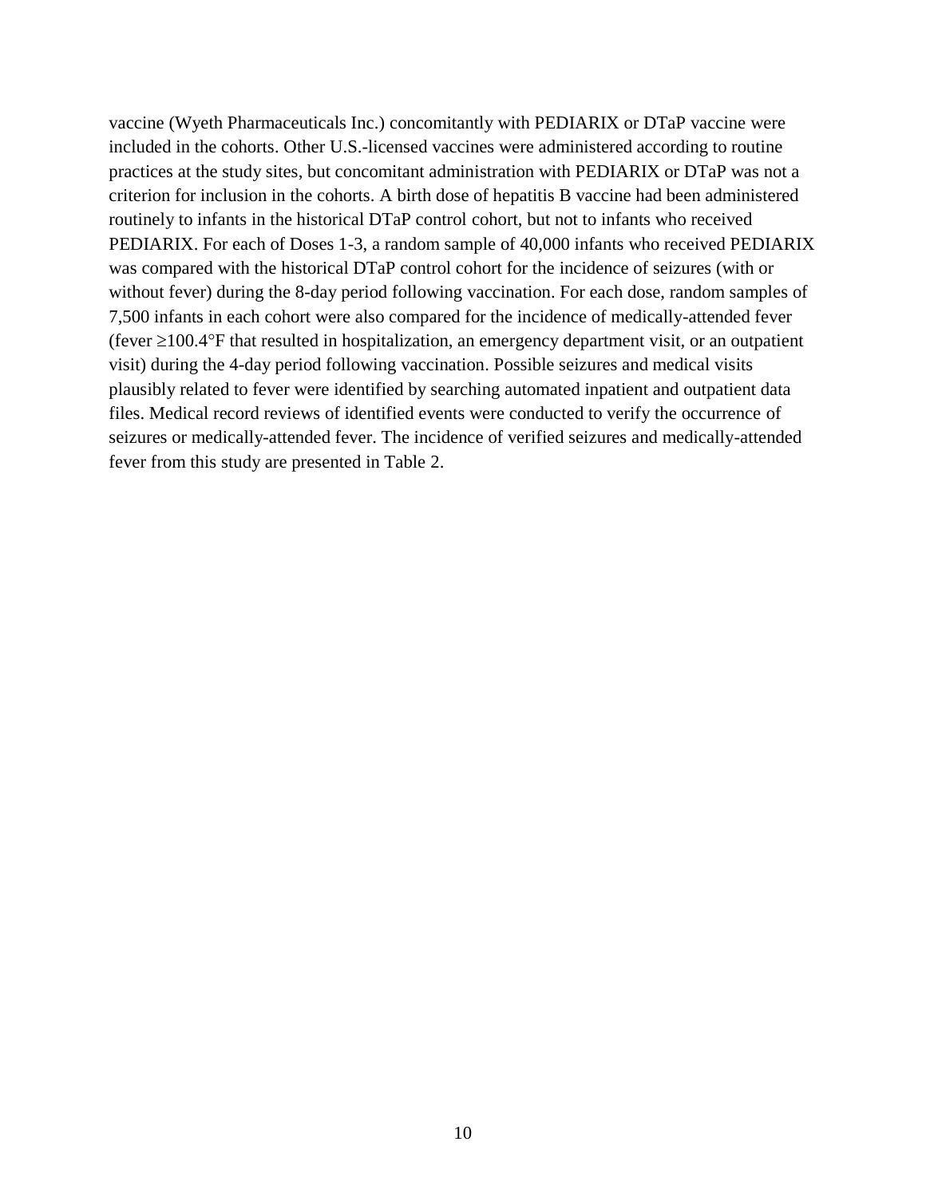vaccine (Wyeth Pharmaceuticals Inc.) concomitantly with PEDIARIX or DTaP vaccine were included in the cohorts. Other U.S.-licensed vaccines were administered according to routine practices at the study sites, but concomitant administration with PEDIARIX or DTaP was not a criterion for inclusion in the cohorts. A birth dose of hepatitis B vaccine had been administered routinely to infants in the historical DTaP control cohort, but not to infants who received PEDIARIX. For each of Doses 1-3, a random sample of 40,000 infants who received PEDIARIX was compared with the historical DTaP control cohort for the incidence of seizures (with or without fever) during the 8-day period following vaccination. For each dose, random samples of 7,500 infants in each cohort were also compared for the incidence of medically-attended fever (fever ≥100.4°F that resulted in hospitalization, an emergency department visit, or an outpatient visit) during the 4-day period following vaccination. Possible seizures and medical visits plausibly related to fever were identified by searching automated inpatient and outpatient data files. Medical record reviews of identified events were conducted to verify the occurrence of seizures or medically-attended fever. The incidence of verified seizures and medically-attended fever from this study are presented in Table 2.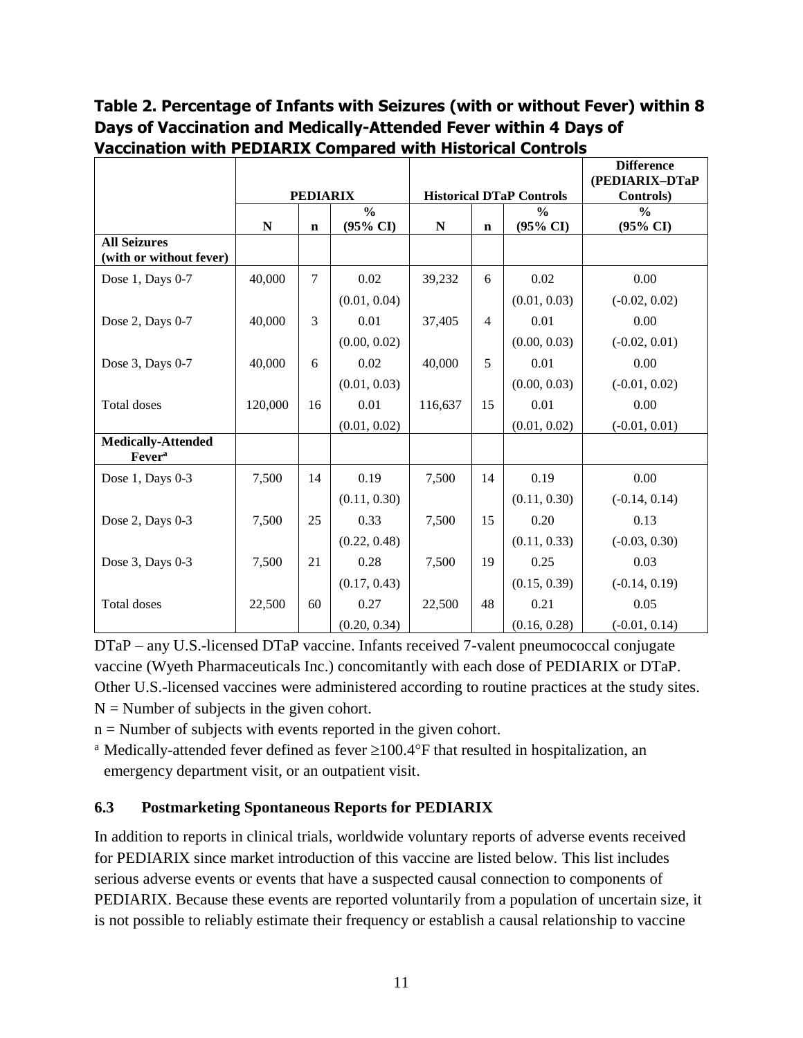**Table 2. Percentage of Infants with Seizures (with or without Fever) within 8 Days of Vaccination and Medically-Attended Fever within 4 Days of Vaccination with PEDIARIX Compared with Historical Controls**

| | PEDIARIX | | | Historical DTaP Controls | | | Difference (PEDIARIX–DTaP Controls) |
|---|---|---|---|---|---|---|---|
| | N | n | % (95% CI) | N | n | % (95% CI) | % (95% CI) |
| **All Seizures (with or without fever)** | | | | | | | |
| Dose 1, Days 0-7 | 40,000 | 7 | 0.02 (0.01, 0.04) | 39,232 | 6 | 0.02 (0.01, 0.03) | 0.00 (-0.02, 0.02) |
| Dose 2, Days 0-7 | 40,000 | 3 | 0.01 (0.00, 0.02) | 37,405 | 4 | 0.01 (0.00, 0.03) | 0.00 (-0.02, 0.01) |
| Dose 3, Days 0-7 | 40,000 | 6 | 0.02 (0.01, 0.03) | 40,000 | 5 | 0.01 (0.00, 0.03) | 0.00 (-0.01, 0.02) |
| Total doses | 120,000 | 16 | 0.01 (0.01, 0.02) | 116,637 | 15 | 0.01 (0.01, 0.02) | 0.00 (-0.01, 0.01) |
| **Medically-Attended Fever[a]** | | | | | | | |
| Dose 1, Days 0-3 | 7,500 | 14 | 0.19 (0.11, 0.30) | 7,500 | 14 | 0.19 (0.11, 0.30) | 0.00 (-0.14, 0.14) |
| Dose 2, Days 0-3 | 7,500 | 25 | 0.33 (0.22, 0.48) | 7,500 | 15 | 0.20 (0.11, 0.33) | 0.13 (-0.03, 0.30) |
| Dose 3, Days 0-3 | 7,500 | 21 | 0.28 (0.17, 0.43) | 7,500 | 19 | 0.25 (0.15, 0.39) | 0.03 (-0.14, 0.19) |
| Total doses | 22,500 | 60 | 0.27 (0.20, 0.34) | 22,500 | 48 | 0.21 (0.16, 0.28) | 0.05 (-0.01, 0.14) |

DTaP – any U.S.-licensed DTaP vaccine. Infants received 7-valent pneumococcal conjugate vaccine (Wyeth Pharmaceuticals Inc.) concomitantly with each dose of PEDIARIX or DTaP. Other U.S.-licensed vaccines were administered according to routine practices at the study sites.

N = Number of subjects in the given cohort.

n = Number of subjects with events reported in the given cohort.

[a] Medically-attended fever defined as fever ≥100.4°F that resulted in hospitalization, an emergency department visit, or an outpatient visit.

### 6.3 Postmarketing Spontaneous Reports for PEDIARIX

In addition to reports in clinical trials, worldwide voluntary reports of adverse events received for PEDIARIX since market introduction of this vaccine are listed below. This list includes serious adverse events or events that have a suspected causal connection to components of PEDIARIX. Because these events are reported voluntarily from a population of uncertain size, it is not possible to reliably estimate their frequency or establish a causal relationship to vaccine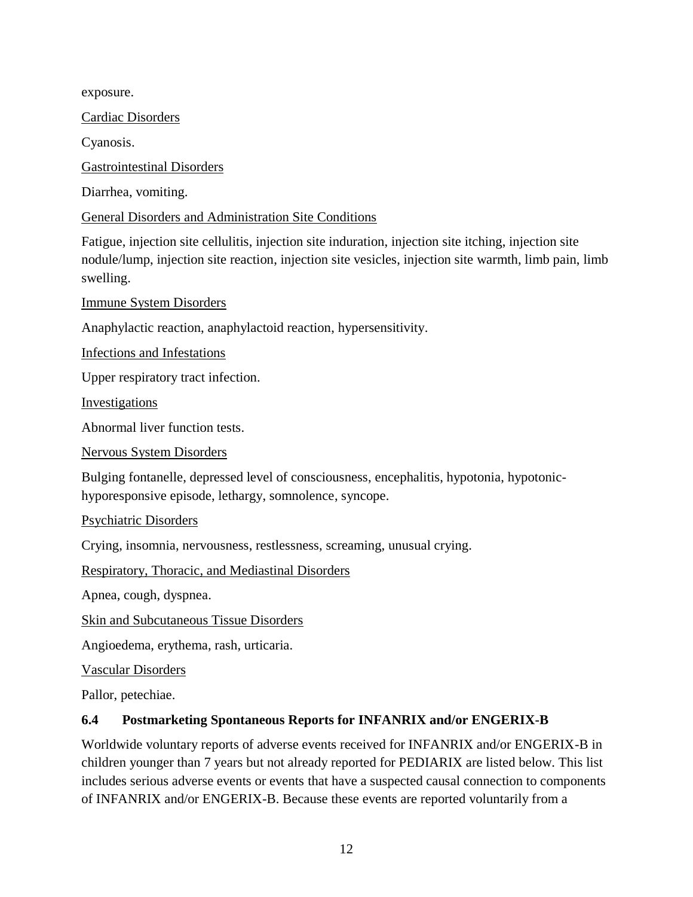exposure.

Cardiac Disorders

Cyanosis.

Gastrointestinal Disorders

Diarrhea, vomiting.

General Disorders and Administration Site Conditions

Fatigue, injection site cellulitis, injection site induration, injection site itching, injection site nodule/lump, injection site reaction, injection site vesicles, injection site warmth, limb pain, limb swelling.

Immune System Disorders

Anaphylactic reaction, anaphylactoid reaction, hypersensitivity.

Infections and Infestations

Upper respiratory tract infection.

Investigations

Abnormal liver function tests.

Nervous System Disorders

Bulging fontanelle, depressed level of consciousness, encephalitis, hypotonia, hypotonic-hyporesponsive episode, lethargy, somnolence, syncope.

Psychiatric Disorders

Crying, insomnia, nervousness, restlessness, screaming, unusual crying.

Respiratory, Thoracic, and Mediastinal Disorders

Apnea, cough, dyspnea.

Skin and Subcutaneous Tissue Disorders

Angioedema, erythema, rash, urticaria.

Vascular Disorders

Pallor, petechiae.

### 6.4 Postmarketing Spontaneous Reports for INFANRIX and/or ENGERIX-B

Worldwide voluntary reports of adverse events received for INFANRIX and/or ENGERIX-B in children younger than 7 years but not already reported for PEDIARIX are listed below. This list includes serious adverse events or events that have a suspected causal connection to components of INFANRIX and/or ENGERIX-B. Because these events are reported voluntarily from a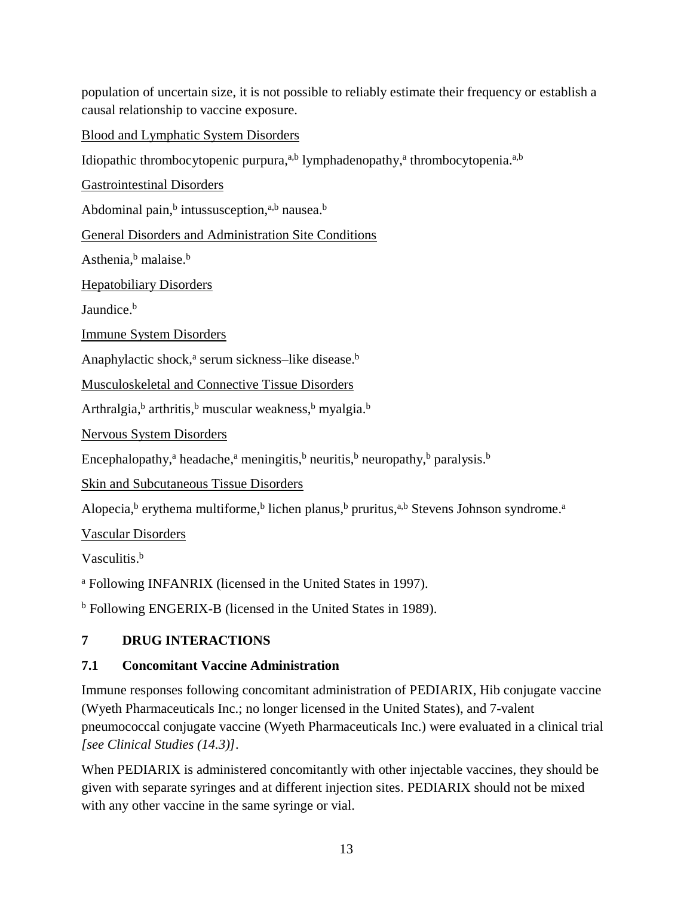population of uncertain size, it is not possible to reliably estimate their frequency or establish a causal relationship to vaccine exposure.

Blood and Lymphatic System Disorders

Idiopathic thrombocytopenic purpura,[a,b] lymphadenopathy,[a] thrombocytopenia.[a,b]

Gastrointestinal Disorders

Abdominal pain,[b] intussusception,[a,b] nausea.[b]

General Disorders and Administration Site Conditions

Asthenia,[b] malaise.[b]

Hepatobiliary Disorders

Jaundice.[b]

Immune System Disorders

Anaphylactic shock,[a] serum sickness–like disease.[b]

Musculoskeletal and Connective Tissue Disorders

Arthralgia,[b] arthritis,[b] muscular weakness,[b] myalgia.[b]

Nervous System Disorders

Encephalopathy,[a] headache,[a] meningitis,[b] neuritis,[b] neuropathy,[b] paralysis.[b]

Skin and Subcutaneous Tissue Disorders

Alopecia,[b] erythema multiforme,[b] lichen planus,[b] pruritus,[a,b] Stevens Johnson syndrome.[a]

Vascular Disorders

Vasculitis.[b]

[a] Following INFANRIX (licensed in the United States in 1997).

[b] Following ENGERIX-B (licensed in the United States in 1989).

## 7 DRUG INTERACTIONS

### 7.1 Concomitant Vaccine Administration

Immune responses following concomitant administration of PEDIARIX, Hib conjugate vaccine (Wyeth Pharmaceuticals Inc.; no longer licensed in the United States), and 7-valent pneumococcal conjugate vaccine (Wyeth Pharmaceuticals Inc.) were evaluated in a clinical trial *[see Clinical Studies (14.3)]*.

When PEDIARIX is administered concomitantly with other injectable vaccines, they should be given with separate syringes and at different injection sites. PEDIARIX should not be mixed with any other vaccine in the same syringe or vial.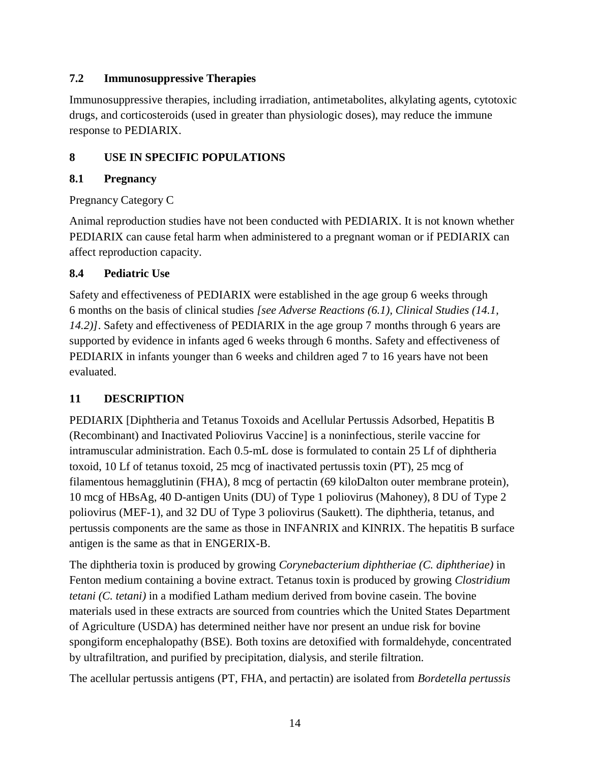### 7.2 Immunosuppressive Therapies

Immunosuppressive therapies, including irradiation, antimetabolites, alkylating agents, cytotoxic drugs, and corticosteroids (used in greater than physiologic doses), may reduce the immune response to PEDIARIX.

## 8 USE IN SPECIFIC POPULATIONS

### 8.1 Pregnancy

Pregnancy Category C

Animal reproduction studies have not been conducted with PEDIARIX. It is not known whether PEDIARIX can cause fetal harm when administered to a pregnant woman or if PEDIARIX can affect reproduction capacity.

### 8.4 Pediatric Use

Safety and effectiveness of PEDIARIX were established in the age group 6 weeks through 6 months on the basis of clinical studies *[see Adverse Reactions (6.1), Clinical Studies (14.1, 14.2)]*. Safety and effectiveness of PEDIARIX in the age group 7 months through 6 years are supported by evidence in infants aged 6 weeks through 6 months. Safety and effectiveness of PEDIARIX in infants younger than 6 weeks and children aged 7 to 16 years have not been evaluated.

## 11 DESCRIPTION

PEDIARIX [Diphtheria and Tetanus Toxoids and Acellular Pertussis Adsorbed, Hepatitis B (Recombinant) and Inactivated Poliovirus Vaccine] is a noninfectious, sterile vaccine for intramuscular administration. Each 0.5-mL dose is formulated to contain 25 Lf of diphtheria toxoid, 10 Lf of tetanus toxoid, 25 mcg of inactivated pertussis toxin (PT), 25 mcg of filamentous hemagglutinin (FHA), 8 mcg of pertactin (69 kiloDalton outer membrane protein), 10 mcg of HBsAg, 40 D-antigen Units (DU) of Type 1 poliovirus (Mahoney), 8 DU of Type 2 poliovirus (MEF-1), and 32 DU of Type 3 poliovirus (Saukett). The diphtheria, tetanus, and pertussis components are the same as those in INFANRIX and KINRIX. The hepatitis B surface antigen is the same as that in ENGERIX-B.

The diphtheria toxin is produced by growing *Corynebacterium diphtheriae (C. diphtheriae)* in Fenton medium containing a bovine extract. Tetanus toxin is produced by growing *Clostridium tetani (C. tetani)* in a modified Latham medium derived from bovine casein. The bovine materials used in these extracts are sourced from countries which the United States Department of Agriculture (USDA) has determined neither have nor present an undue risk for bovine spongiform encephalopathy (BSE). Both toxins are detoxified with formaldehyde, concentrated by ultrafiltration, and purified by precipitation, dialysis, and sterile filtration.

The acellular pertussis antigens (PT, FHA, and pertactin) are isolated from *Bordetella pertussis*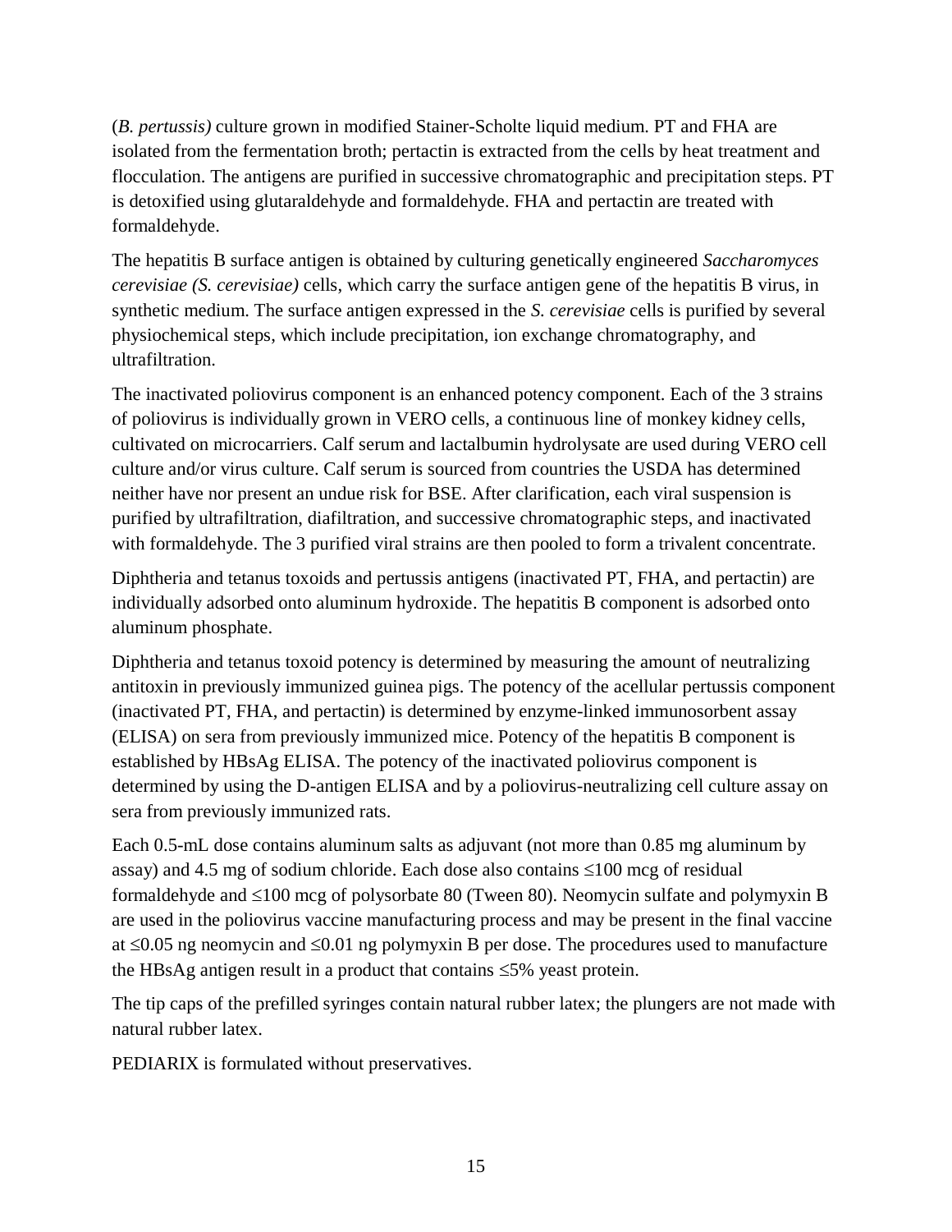(*B. pertussis)* culture grown in modified Stainer-Scholte liquid medium. PT and FHA are isolated from the fermentation broth; pertactin is extracted from the cells by heat treatment and flocculation. The antigens are purified in successive chromatographic and precipitation steps. PT is detoxified using glutaraldehyde and formaldehyde. FHA and pertactin are treated with formaldehyde.

The hepatitis B surface antigen is obtained by culturing genetically engineered *Saccharomyces cerevisiae (S. cerevisiae)* cells, which carry the surface antigen gene of the hepatitis B virus, in synthetic medium. The surface antigen expressed in the *S. cerevisiae* cells is purified by several physiochemical steps, which include precipitation, ion exchange chromatography, and ultrafiltration.

The inactivated poliovirus component is an enhanced potency component. Each of the 3 strains of poliovirus is individually grown in VERO cells, a continuous line of monkey kidney cells, cultivated on microcarriers. Calf serum and lactalbumin hydrolysate are used during VERO cell culture and/or virus culture. Calf serum is sourced from countries the USDA has determined neither have nor present an undue risk for BSE. After clarification, each viral suspension is purified by ultrafiltration, diafiltration, and successive chromatographic steps, and inactivated with formaldehyde. The 3 purified viral strains are then pooled to form a trivalent concentrate.

Diphtheria and tetanus toxoids and pertussis antigens (inactivated PT, FHA, and pertactin) are individually adsorbed onto aluminum hydroxide. The hepatitis B component is adsorbed onto aluminum phosphate.

Diphtheria and tetanus toxoid potency is determined by measuring the amount of neutralizing antitoxin in previously immunized guinea pigs. The potency of the acellular pertussis component (inactivated PT, FHA, and pertactin) is determined by enzyme-linked immunosorbent assay (ELISA) on sera from previously immunized mice. Potency of the hepatitis B component is established by HBsAg ELISA. The potency of the inactivated poliovirus component is determined by using the D-antigen ELISA and by a poliovirus-neutralizing cell culture assay on sera from previously immunized rats.

Each 0.5-mL dose contains aluminum salts as adjuvant (not more than 0.85 mg aluminum by assay) and 4.5 mg of sodium chloride. Each dose also contains ≤100 mcg of residual formaldehyde and ≤100 mcg of polysorbate 80 (Tween 80). Neomycin sulfate and polymyxin B are used in the poliovirus vaccine manufacturing process and may be present in the final vaccine at ≤0.05 ng neomycin and ≤0.01 ng polymyxin B per dose. The procedures used to manufacture the HBsAg antigen result in a product that contains ≤5% yeast protein.

The tip caps of the prefilled syringes contain natural rubber latex; the plungers are not made with natural rubber latex.

PEDIARIX is formulated without preservatives.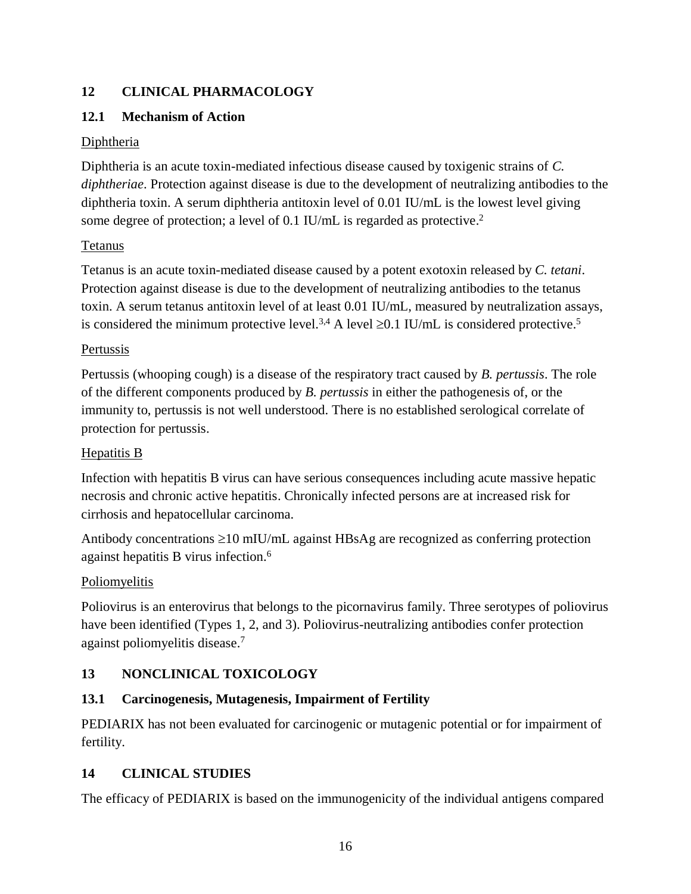## 12 CLINICAL PHARMACOLOGY

### 12.1 Mechanism of Action

Diphtheria

Diphtheria is an acute toxin-mediated infectious disease caused by toxigenic strains of *C. diphtheriae*. Protection against disease is due to the development of neutralizing antibodies to the diphtheria toxin. A serum diphtheria antitoxin level of 0.01 IU/mL is the lowest level giving some degree of protection; a level of 0.1 IU/mL is regarded as protective.[2]

Tetanus

Tetanus is an acute toxin-mediated disease caused by a potent exotoxin released by *C. tetani*. Protection against disease is due to the development of neutralizing antibodies to the tetanus toxin. A serum tetanus antitoxin level of at least 0.01 IU/mL, measured by neutralization assays, is considered the minimum protective level.[3,4] A level ≥0.1 IU/mL is considered protective.[5]

Pertussis

Pertussis (whooping cough) is a disease of the respiratory tract caused by *B. pertussis*. The role of the different components produced by *B. pertussis* in either the pathogenesis of, or the immunity to, pertussis is not well understood. There is no established serological correlate of protection for pertussis.

Hepatitis B

Infection with hepatitis B virus can have serious consequences including acute massive hepatic necrosis and chronic active hepatitis. Chronically infected persons are at increased risk for cirrhosis and hepatocellular carcinoma.

Antibody concentrations ≥10 mIU/mL against HBsAg are recognized as conferring protection against hepatitis B virus infection.[6]

Poliomyelitis

Poliovirus is an enterovirus that belongs to the picornavirus family. Three serotypes of poliovirus have been identified (Types 1, 2, and 3). Poliovirus-neutralizing antibodies confer protection against poliomyelitis disease.[7]

## 13 NONCLINICAL TOXICOLOGY

### 13.1 Carcinogenesis, Mutagenesis, Impairment of Fertility

PEDIARIX has not been evaluated for carcinogenic or mutagenic potential or for impairment of fertility.

## 14 CLINICAL STUDIES

The efficacy of PEDIARIX is based on the immunogenicity of the individual antigens compared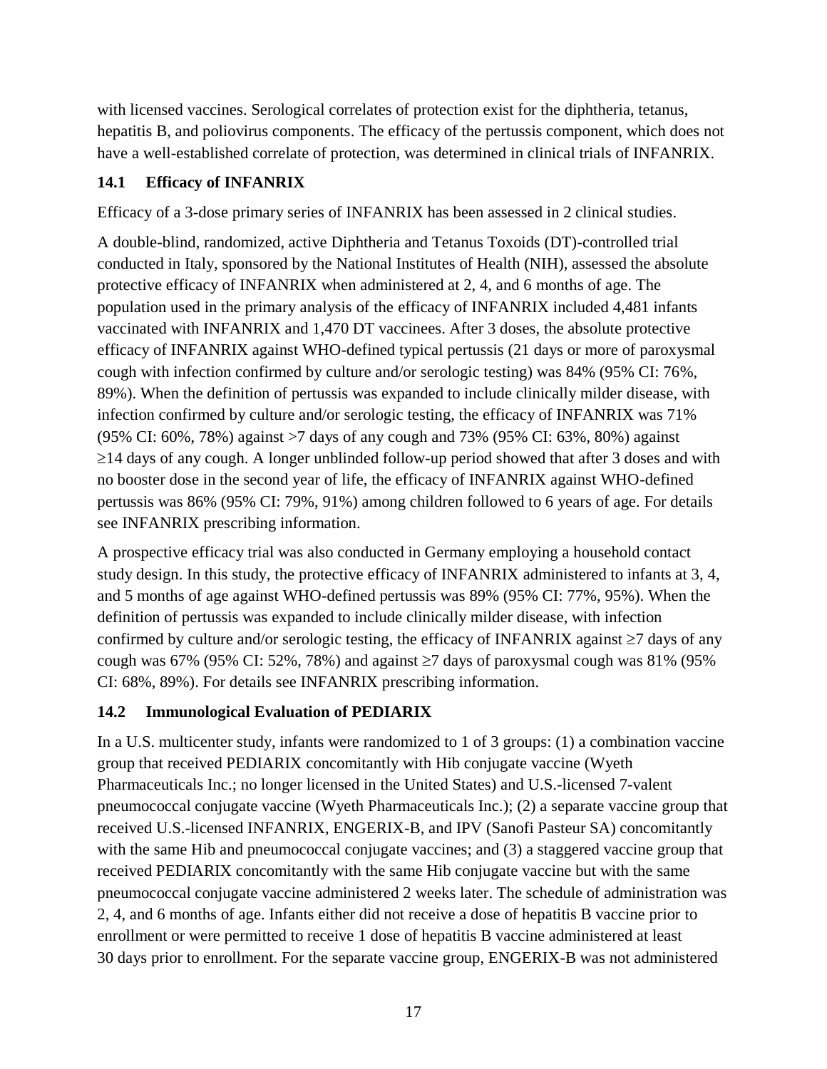with licensed vaccines. Serological correlates of protection exist for the diphtheria, tetanus, hepatitis B, and poliovirus components. The efficacy of the pertussis component, which does not have a well-established correlate of protection, was determined in clinical trials of INFANRIX.

### 14.1 Efficacy of INFANRIX

Efficacy of a 3-dose primary series of INFANRIX has been assessed in 2 clinical studies.

A double-blind, randomized, active Diphtheria and Tetanus Toxoids (DT)-controlled trial conducted in Italy, sponsored by the National Institutes of Health (NIH), assessed the absolute protective efficacy of INFANRIX when administered at 2, 4, and 6 months of age. The population used in the primary analysis of the efficacy of INFANRIX included 4,481 infants vaccinated with INFANRIX and 1,470 DT vaccinees. After 3 doses, the absolute protective efficacy of INFANRIX against WHO-defined typical pertussis (21 days or more of paroxysmal cough with infection confirmed by culture and/or serologic testing) was 84% (95% CI: 76%, 89%). When the definition of pertussis was expanded to include clinically milder disease, with infection confirmed by culture and/or serologic testing, the efficacy of INFANRIX was 71% (95% CI: 60%, 78%) against >7 days of any cough and 73% (95% CI: 63%, 80%) against ≥14 days of any cough. A longer unblinded follow-up period showed that after 3 doses and with no booster dose in the second year of life, the efficacy of INFANRIX against WHO-defined pertussis was 86% (95% CI: 79%, 91%) among children followed to 6 years of age. For details see INFANRIX prescribing information.

A prospective efficacy trial was also conducted in Germany employing a household contact study design. In this study, the protective efficacy of INFANRIX administered to infants at 3, 4, and 5 months of age against WHO-defined pertussis was 89% (95% CI: 77%, 95%). When the definition of pertussis was expanded to include clinically milder disease, with infection confirmed by culture and/or serologic testing, the efficacy of INFANRIX against ≥7 days of any cough was 67% (95% CI: 52%, 78%) and against ≥7 days of paroxysmal cough was 81% (95% CI: 68%, 89%). For details see INFANRIX prescribing information.

### 14.2 Immunological Evaluation of PEDIARIX

In a U.S. multicenter study, infants were randomized to 1 of 3 groups: (1) a combination vaccine group that received PEDIARIX concomitantly with Hib conjugate vaccine (Wyeth Pharmaceuticals Inc.; no longer licensed in the United States) and U.S.-licensed 7-valent pneumococcal conjugate vaccine (Wyeth Pharmaceuticals Inc.); (2) a separate vaccine group that received U.S.-licensed INFANRIX, ENGERIX-B, and IPV (Sanofi Pasteur SA) concomitantly with the same Hib and pneumococcal conjugate vaccines; and (3) a staggered vaccine group that received PEDIARIX concomitantly with the same Hib conjugate vaccine but with the same pneumococcal conjugate vaccine administered 2 weeks later. The schedule of administration was 2, 4, and 6 months of age. Infants either did not receive a dose of hepatitis B vaccine prior to enrollment or were permitted to receive 1 dose of hepatitis B vaccine administered at least 30 days prior to enrollment. For the separate vaccine group, ENGERIX-B was not administered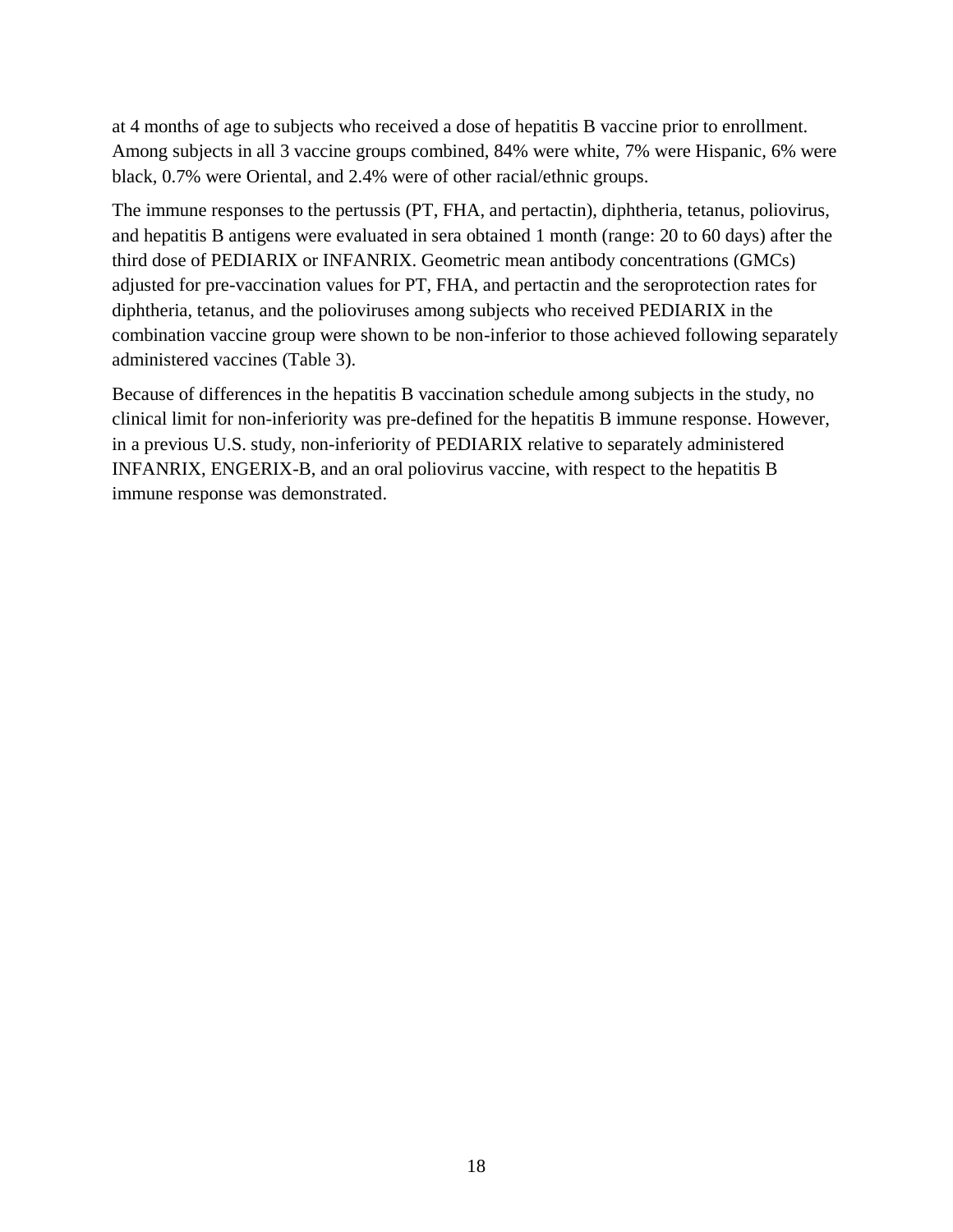at 4 months of age to subjects who received a dose of hepatitis B vaccine prior to enrollment. Among subjects in all 3 vaccine groups combined, 84% were white, 7% were Hispanic, 6% were black, 0.7% were Oriental, and 2.4% were of other racial/ethnic groups.

The immune responses to the pertussis (PT, FHA, and pertactin), diphtheria, tetanus, poliovirus, and hepatitis B antigens were evaluated in sera obtained 1 month (range: 20 to 60 days) after the third dose of PEDIARIX or INFANRIX. Geometric mean antibody concentrations (GMCs) adjusted for pre-vaccination values for PT, FHA, and pertactin and the seroprotection rates for diphtheria, tetanus, and the polioviruses among subjects who received PEDIARIX in the combination vaccine group were shown to be non-inferior to those achieved following separately administered vaccines (Table 3).

Because of differences in the hepatitis B vaccination schedule among subjects in the study, no clinical limit for non-inferiority was pre-defined for the hepatitis B immune response. However, in a previous U.S. study, non-inferiority of PEDIARIX relative to separately administered INFANRIX, ENGERIX-B, and an oral poliovirus vaccine, with respect to the hepatitis B immune response was demonstrated.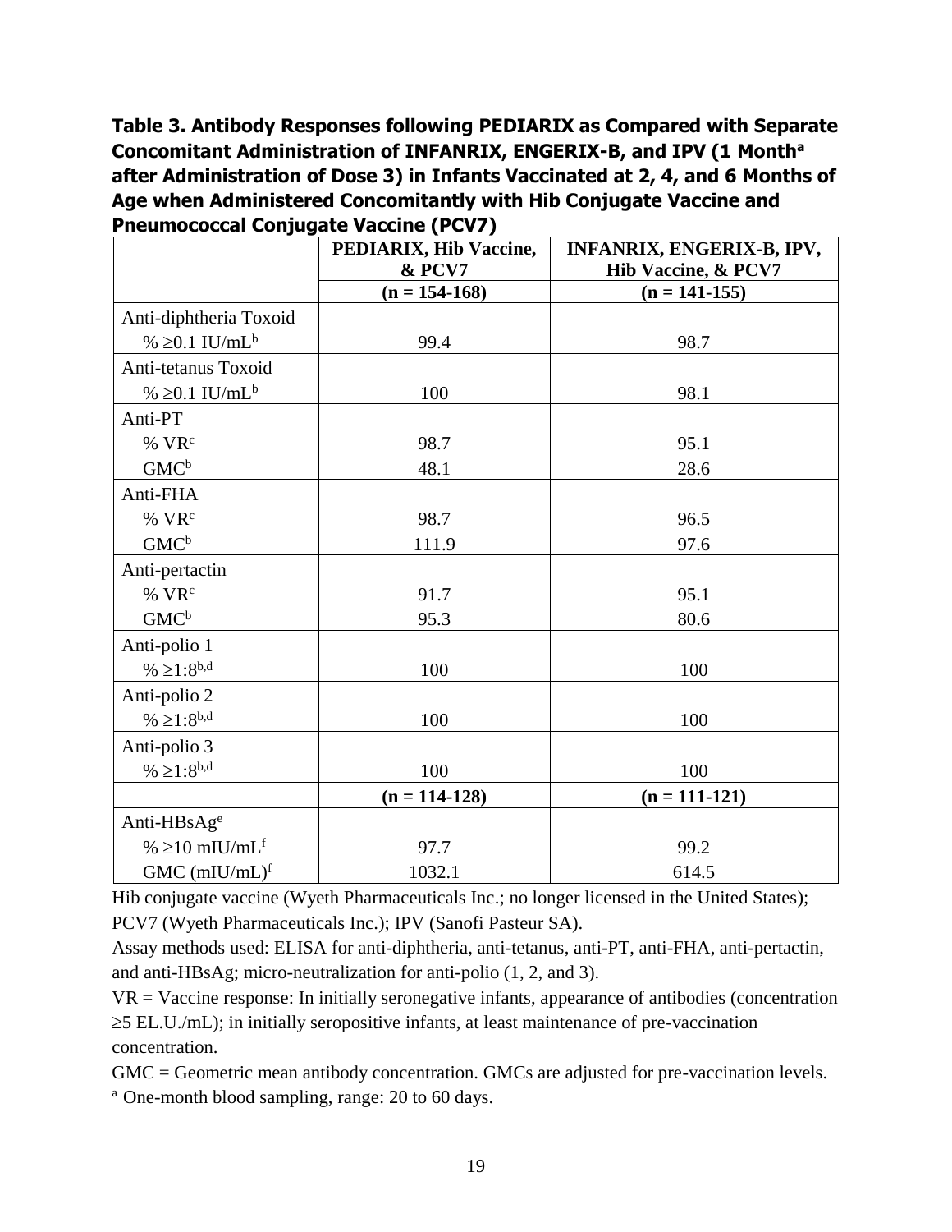**Table 3. Antibody Responses following PEDIARIX as Compared with Separate Concomitant Administration of INFANRIX, ENGERIX-B, and IPV (1 Month[a] after Administration of Dose 3) in Infants Vaccinated at 2, 4, and 6 Months of Age when Administered Concomitantly with Hib Conjugate Vaccine and Pneumococcal Conjugate Vaccine (PCV7)**

| | PEDIARIX, Hib Vaccine, & PCV7 | INFANRIX, ENGERIX-B, IPV, Hib Vaccine, & PCV7 |
|---|---|---|
| | (n = 154-168) | (n = 141-155) |
| Anti-diphtheria Toxoid | | |
| % ≥0.1 IU/mL[b] | 99.4 | 98.7 |
| Anti-tetanus Toxoid | | |
| % ≥0.1 IU/mL[b] | 100 | 98.1 |
| Anti-PT | | |
| % VR[c] | 98.7 | 95.1 |
| GMC[b] | 48.1 | 28.6 |
| Anti-FHA | | |
| % VR[c] | 98.7 | 96.5 |
| GMC[b] | 111.9 | 97.6 |
| Anti-pertactin | | |
| % VR[c] | 91.7 | 95.1 |
| GMC[b] | 95.3 | 80.6 |
| Anti-polio 1 | | |
| % ≥1:8[b,d] | 100 | 100 |
| Anti-polio 2 | | |
| % ≥1:8[b,d] | 100 | 100 |
| Anti-polio 3 | | |
| % ≥1:8[b,d] | 100 | 100 |
| | (n = 114-128) | (n = 111-121) |
| Anti-HBsAg[e] | | |
| % ≥10 mIU/mL[f] | 97.7 | 99.2 |
| GMC (mIU/mL)[f] | 1032.1 | 614.5 |

Hib conjugate vaccine (Wyeth Pharmaceuticals Inc.; no longer licensed in the United States); PCV7 (Wyeth Pharmaceuticals Inc.); IPV (Sanofi Pasteur SA).

Assay methods used: ELISA for anti-diphtheria, anti-tetanus, anti-PT, anti-FHA, anti-pertactin, and anti-HBsAg; micro-neutralization for anti-polio (1, 2, and 3).

VR = Vaccine response: In initially seronegative infants, appearance of antibodies (concentration ≥5 EL.U./mL); in initially seropositive infants, at least maintenance of pre-vaccination concentration.

GMC = Geometric mean antibody concentration. GMCs are adjusted for pre-vaccination levels.

[a] One-month blood sampling, range: 20 to 60 days.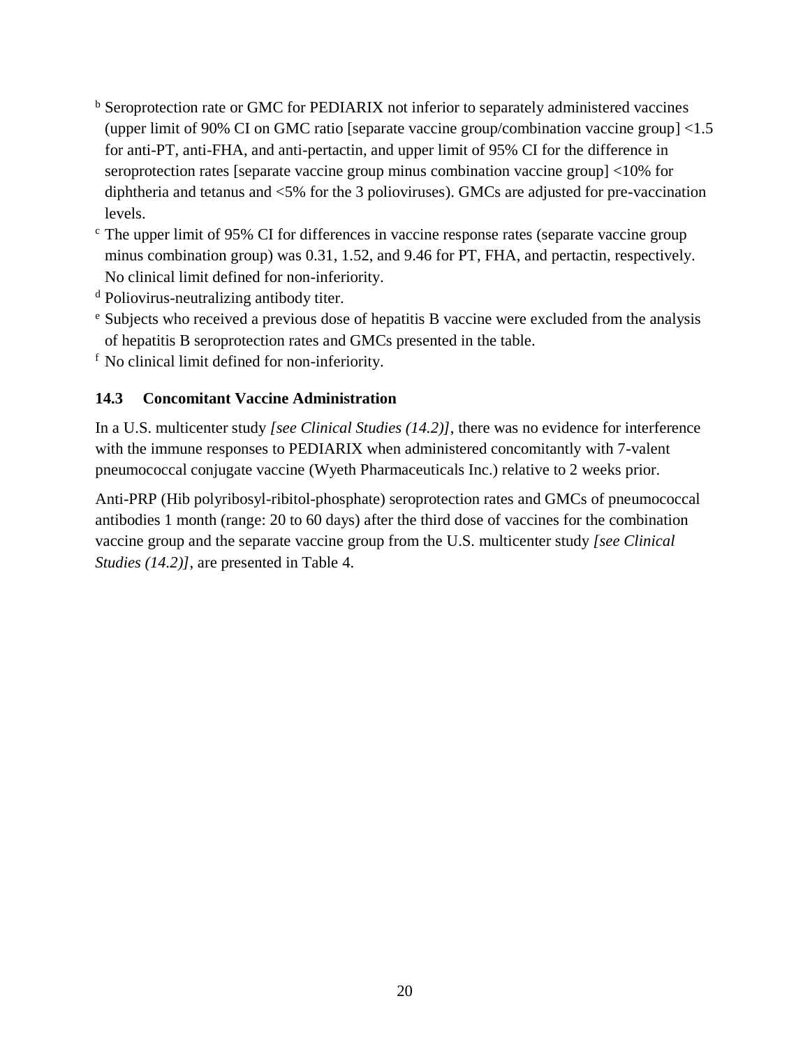[b] Seroprotection rate or GMC for PEDIARIX not inferior to separately administered vaccines (upper limit of 90% CI on GMC ratio [separate vaccine group/combination vaccine group] <1.5 for anti-PT, anti-FHA, and anti-pertactin, and upper limit of 95% CI for the difference in seroprotection rates [separate vaccine group minus combination vaccine group] <10% for diphtheria and tetanus and <5% for the 3 polioviruses). GMCs are adjusted for pre-vaccination levels.

[c] The upper limit of 95% CI for differences in vaccine response rates (separate vaccine group minus combination group) was 0.31, 1.52, and 9.46 for PT, FHA, and pertactin, respectively. No clinical limit defined for non-inferiority.

[d] Poliovirus-neutralizing antibody titer.

[e] Subjects who received a previous dose of hepatitis B vaccine were excluded from the analysis of hepatitis B seroprotection rates and GMCs presented in the table.

[f] No clinical limit defined for non-inferiority.

### 14.3 Concomitant Vaccine Administration

In a U.S. multicenter study *[see Clinical Studies (14.2)]*, there was no evidence for interference with the immune responses to PEDIARIX when administered concomitantly with 7-valent pneumococcal conjugate vaccine (Wyeth Pharmaceuticals Inc.) relative to 2 weeks prior.

Anti-PRP (Hib polyribosyl-ribitol-phosphate) seroprotection rates and GMCs of pneumococcal antibodies 1 month (range: 20 to 60 days) after the third dose of vaccines for the combination vaccine group and the separate vaccine group from the U.S. multicenter study *[see Clinical Studies (14.2)]*, are presented in Table 4.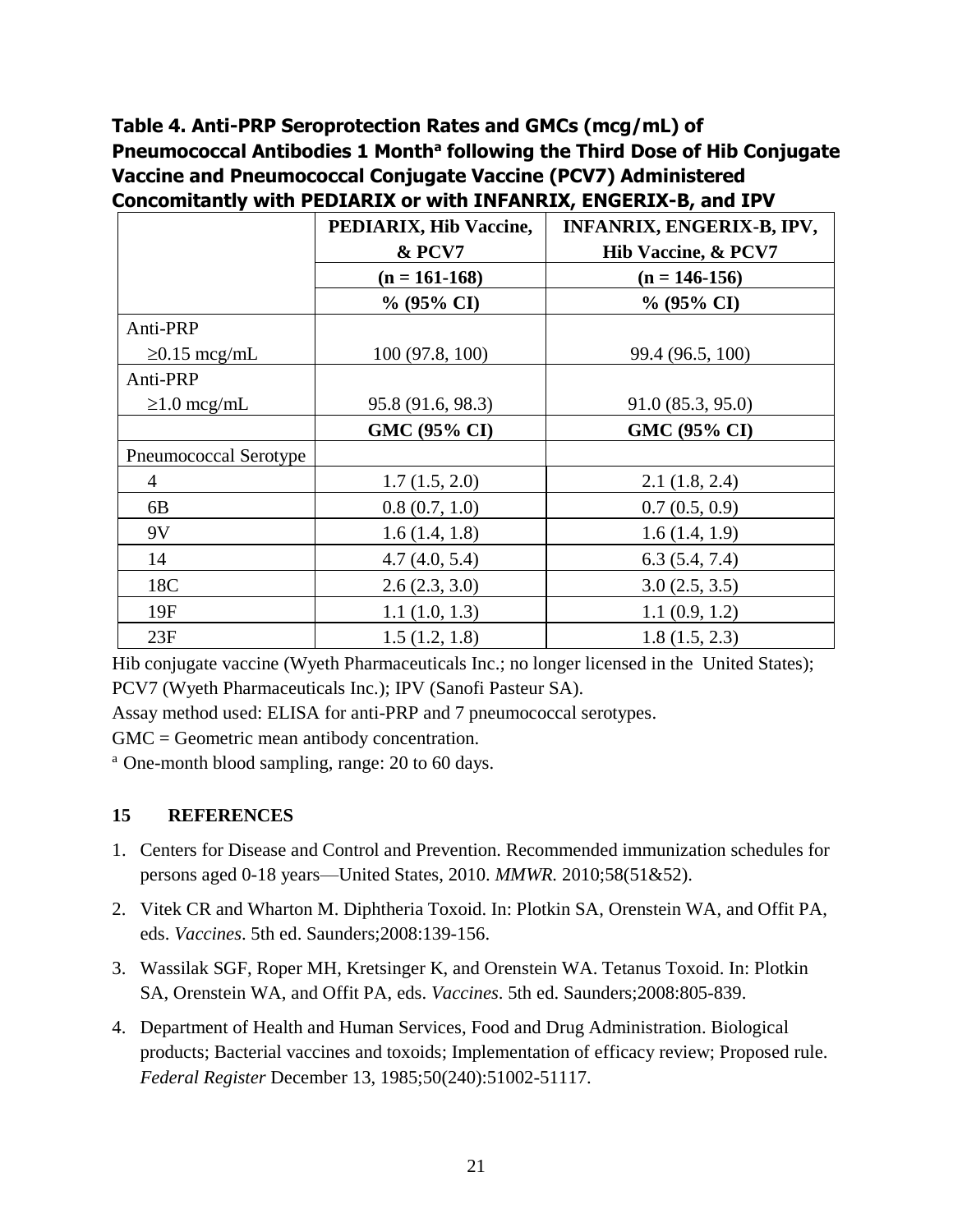**Table 4. Anti-PRP Seroprotection Rates and GMCs (mcg/mL) of Pneumococcal Antibodies 1 Month[a] following the Third Dose of Hib Conjugate Vaccine and Pneumococcal Conjugate Vaccine (PCV7) Administered Concomitantly with PEDIARIX or with INFANRIX, ENGERIX-B, and IPV**

| | PEDIARIX, Hib Vaccine, & PCV7 | INFANRIX, ENGERIX-B, IPV, Hib Vaccine, & PCV7 |
|---|---|---|
| | (n = 161-168) | (n = 146-156) |
| | % (95% CI) | % (95% CI) |
| Anti-PRP ≥0.15 mcg/mL | 100 (97.8, 100) | 99.4 (96.5, 100) |
| Anti-PRP ≥1.0 mcg/mL | 95.8 (91.6, 98.3) | 91.0 (85.3, 95.0) |
| | **GMC (95% CI)** | **GMC (95% CI)** |
| Pneumococcal Serotype | | |
| 4 | 1.7 (1.5, 2.0) | 2.1 (1.8, 2.4) |
| 6B | 0.8 (0.7, 1.0) | 0.7 (0.5, 0.9) |
| 9V | 1.6 (1.4, 1.8) | 1.6 (1.4, 1.9) |
| 14 | 4.7 (4.0, 5.4) | 6.3 (5.4, 7.4) |
| 18C | 2.6 (2.3, 3.0) | 3.0 (2.5, 3.5) |
| 19F | 1.1 (1.0, 1.3) | 1.1 (0.9, 1.2) |
| 23F | 1.5 (1.2, 1.8) | 1.8 (1.5, 2.3) |

Hib conjugate vaccine (Wyeth Pharmaceuticals Inc.; no longer licensed in the United States); PCV7 (Wyeth Pharmaceuticals Inc.); IPV (Sanofi Pasteur SA).

Assay method used: ELISA for anti-PRP and 7 pneumococcal serotypes.

GMC = Geometric mean antibody concentration.

[a] One-month blood sampling, range: 20 to 60 days.

## 15 REFERENCES

1. Centers for Disease and Control and Prevention. Recommended immunization schedules for persons aged 0-18 years—United States, 2010. *MMWR.* 2010;58(51&52).
2. Vitek CR and Wharton M. Diphtheria Toxoid. In: Plotkin SA, Orenstein WA, and Offit PA, eds. *Vaccines*. 5th ed. Saunders;2008:139-156.
3. Wassilak SGF, Roper MH, Kretsinger K, and Orenstein WA. Tetanus Toxoid. In: Plotkin SA, Orenstein WA, and Offit PA, eds. *Vaccines*. 5th ed. Saunders;2008:805-839.
4. Department of Health and Human Services, Food and Drug Administration. Biological products; Bacterial vaccines and toxoids; Implementation of efficacy review; Proposed rule. *Federal Register* December 13, 1985;50(240):51002-51117.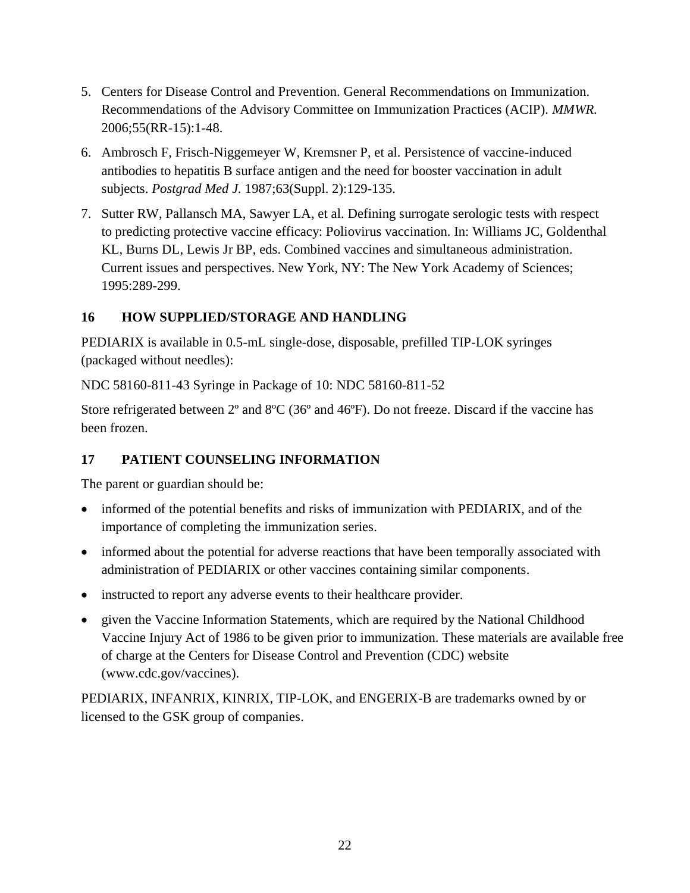5. Centers for Disease Control and Prevention. General Recommendations on Immunization. Recommendations of the Advisory Committee on Immunization Practices (ACIP). *MMWR.* 2006;55(RR-15):1-48.

6. Ambrosch F, Frisch-Niggemeyer W, Kremsner P, et al. Persistence of vaccine-induced antibodies to hepatitis B surface antigen and the need for booster vaccination in adult subjects. *Postgrad Med J.* 1987;63(Suppl. 2):129-135.

7. Sutter RW, Pallansch MA, Sawyer LA, et al. Defining surrogate serologic tests with respect to predicting protective vaccine efficacy: Poliovirus vaccination. In: Williams JC, Goldenthal KL, Burns DL, Lewis Jr BP, eds. Combined vaccines and simultaneous administration. Current issues and perspectives. New York, NY: The New York Academy of Sciences; 1995:289-299.

## 16 HOW SUPPLIED/STORAGE AND HANDLING

PEDIARIX is available in 0.5-mL single-dose, disposable, prefilled TIP-LOK syringes (packaged without needles):

NDC 58160-811-43 Syringe in Package of 10: NDC 58160-811-52

Store refrigerated between 2º and 8ºC (36º and 46ºF). Do not freeze. Discard if the vaccine has been frozen.

## 17 PATIENT COUNSELING INFORMATION

The parent or guardian should be:

- informed of the potential benefits and risks of immunization with PEDIARIX, and of the importance of completing the immunization series.
- informed about the potential for adverse reactions that have been temporally associated with administration of PEDIARIX or other vaccines containing similar components.
- instructed to report any adverse events to their healthcare provider.
- given the Vaccine Information Statements, which are required by the National Childhood Vaccine Injury Act of 1986 to be given prior to immunization. These materials are available free of charge at the Centers for Disease Control and Prevention (CDC) website (www.cdc.gov/vaccines).

PEDIARIX, INFANRIX, KINRIX, TIP-LOK, and ENGERIX-B are trademarks owned by or licensed to the GSK group of companies.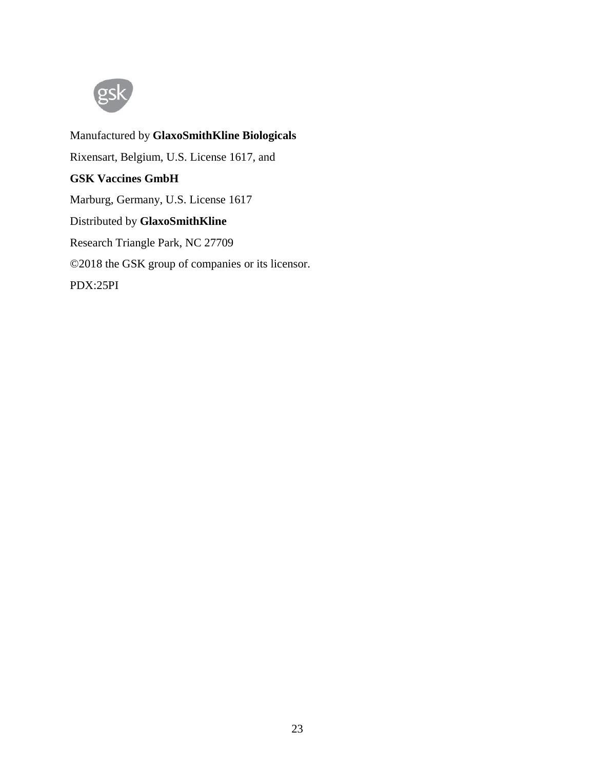Manufactured by **GlaxoSmithKline Biologicals**

Rixensart, Belgium, U.S. License 1617, and

**GSK Vaccines GmbH**

Marburg, Germany, U.S. License 1617

Distributed by **GlaxoSmithKline**

Research Triangle Park, NC 27709

©2018 the GSK group of companies or its licensor.

PDX:25PI